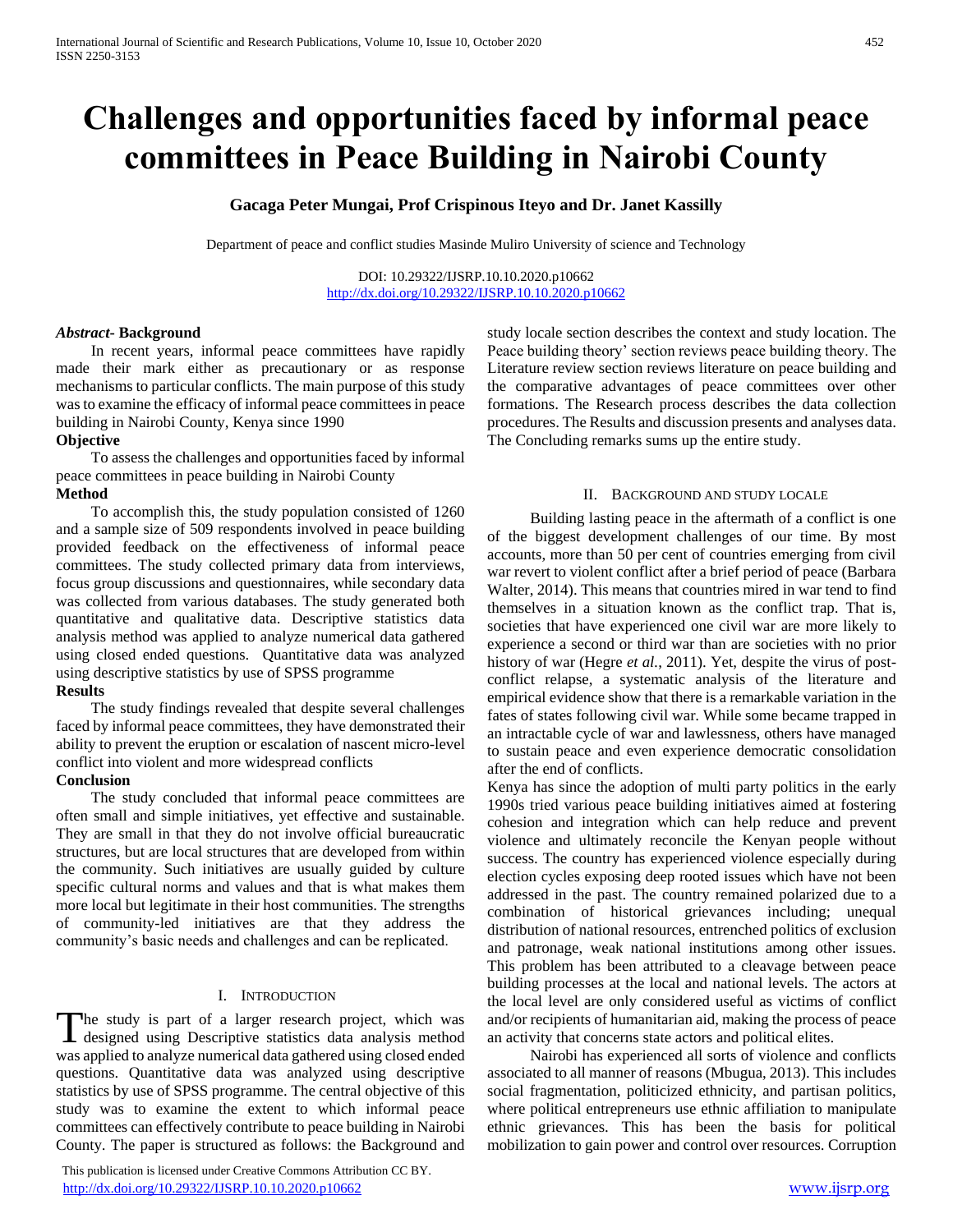# Challenges and opportunities faced by informal peace committees in Peace Building in Nairobi County

**Gacaga Peter Mungai, Prof Crispinous Iteyo and Dr. Janet Kassilly**

Department of peace and conflict studies Masinde Muliro University of science and Technology

DOI: 10.29322/IJSRP.10.10.2020.p10662
http://dx.doi.org/10.29322/IJSRP.10.10.2020.p10662

***Abstract*- Background**

In recent years, informal peace committees have rapidly made their mark either as precautionary or as response mechanisms to particular conflicts. The main purpose of this study was to examine the efficacy of informal peace committees in peace building in Nairobi County, Kenya since 1990

**Objective**

To assess the challenges and opportunities faced by informal peace committees in peace building in Nairobi County

**Method**

To accomplish this, the study population consisted of 1260 and a sample size of 509 respondents involved in peace building provided feedback on the effectiveness of informal peace committees. The study collected primary data from interviews, focus group discussions and questionnaires, while secondary data was collected from various databases. The study generated both quantitative and qualitative data. Descriptive statistics data analysis method was applied to analyze numerical data gathered using closed ended questions. Quantitative data was analyzed using descriptive statistics by use of SPSS programme

**Results**

The study findings revealed that despite several challenges faced by informal peace committees, they have demonstrated their ability to prevent the eruption or escalation of nascent micro-level conflict into violent and more widespread conflicts

**Conclusion**

The study concluded that informal peace committees are often small and simple initiatives, yet effective and sustainable. They are small in that they do not involve official bureaucratic structures, but are local structures that are developed from within the community. Such initiatives are usually guided by culture specific cultural norms and values and that is what makes them more local but legitimate in their host communities. The strengths of community-led initiatives are that they address the community's basic needs and challenges and can be replicated.

## I. Introduction

The study is part of a larger research project, which was designed using Descriptive statistics data analysis method was applied to analyze numerical data gathered using closed ended questions. Quantitative data was analyzed using descriptive statistics by use of SPSS programme. The central objective of this study was to examine the extent to which informal peace committees can effectively contribute to peace building in Nairobi County. The paper is structured as follows: the Background and study locale section describes the context and study location. The Peace building theory' section reviews peace building theory. The Literature review section reviews literature on peace building and the comparative advantages of peace committees over other formations. The Research process describes the data collection procedures. The Results and discussion presents and analyses data. The Concluding remarks sums up the entire study.

## II. Background and Study Locale

Building lasting peace in the aftermath of a conflict is one of the biggest development challenges of our time. By most accounts, more than 50 per cent of countries emerging from civil war revert to violent conflict after a brief period of peace (Barbara Walter, 2014). This means that countries mired in war tend to find themselves in a situation known as the conflict trap. That is, societies that have experienced one civil war are more likely to experience a second or third war than are societies with no prior history of war (Hegre *et al.*, 2011). Yet, despite the virus of post-conflict relapse, a systematic analysis of the literature and empirical evidence show that there is a remarkable variation in the fates of states following civil war. While some became trapped in an intractable cycle of war and lawlessness, others have managed to sustain peace and even experience democratic consolidation after the end of conflicts.

Kenya has since the adoption of multi party politics in the early 1990s tried various peace building initiatives aimed at fostering cohesion and integration which can help reduce and prevent violence and ultimately reconcile the Kenyan people without success. The country has experienced violence especially during election cycles exposing deep rooted issues which have not been addressed in the past. The country remained polarized due to a combination of historical grievances including; unequal distribution of national resources, entrenched politics of exclusion and patronage, weak national institutions among other issues. This problem has been attributed to a cleavage between peace building processes at the local and national levels. The actors at the local level are only considered useful as victims of conflict and/or recipients of humanitarian aid, making the process of peace an activity that concerns state actors and political elites.

Nairobi has experienced all sorts of violence and conflicts associated to all manner of reasons (Mbugua, 2013). This includes social fragmentation, politicized ethnicity, and partisan politics, where political entrepreneurs use ethnic affiliation to manipulate ethnic grievances. This has been the basis for political mobilization to gain power and control over resources. Corruption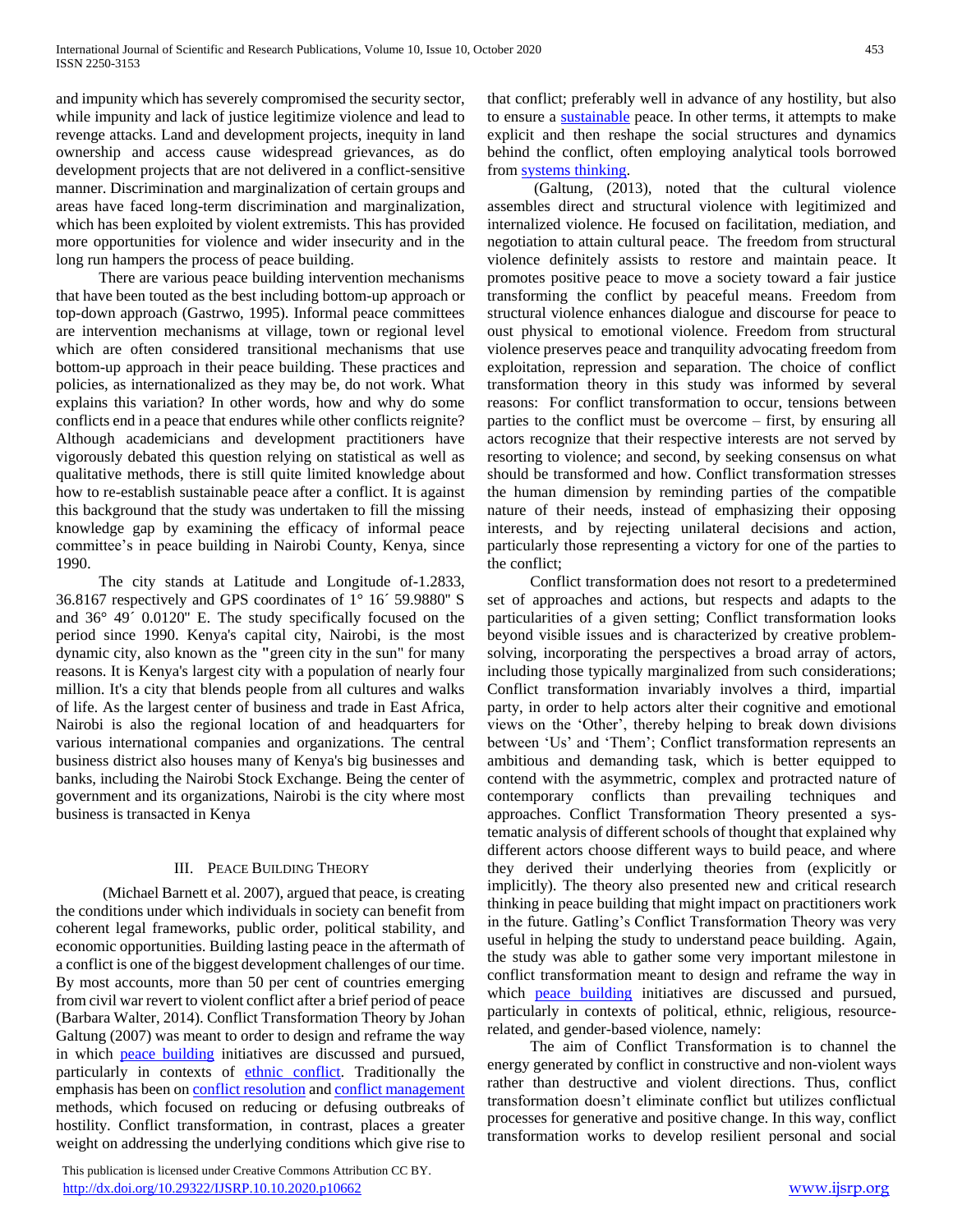and impunity which has severely compromised the security sector, while impunity and lack of justice legitimize violence and lead to revenge attacks. Land and development projects, inequity in land ownership and access cause widespread grievances, as do development projects that are not delivered in a conflict-sensitive manner. Discrimination and marginalization of certain groups and areas have faced long-term discrimination and marginalization, which has been exploited by violent extremists. This has provided more opportunities for violence and wider insecurity and in the long run hampers the process of peace building.

There are various peace building intervention mechanisms that have been touted as the best including bottom-up approach or top-down approach (Gastrwo, 1995). Informal peace committees are intervention mechanisms at village, town or regional level which are often considered transitional mechanisms that use bottom-up approach in their peace building. These practices and policies, as internationalized as they may be, do not work. What explains this variation? In other words, how and why do some conflicts end in a peace that endures while other conflicts reignite? Although academicians and development practitioners have vigorously debated this question relying on statistical as well as qualitative methods, there is still quite limited knowledge about how to re-establish sustainable peace after a conflict. It is against this background that the study was undertaken to fill the missing knowledge gap by examining the efficacy of informal peace committee's in peace building in Nairobi County, Kenya, since 1990.

The city stands at Latitude and Longitude of-1.2833, 36.8167 respectively and GPS coordinates of 1° 16´ 59.9880" S and 36° 49´ 0.0120" E. The study specifically focused on the period since 1990. Kenya's capital city, Nairobi, is the most dynamic city, also known as the "green city in the sun" for many reasons. It is Kenya's largest city with a population of nearly four million. It's a city that blends people from all cultures and walks of life. As the largest center of business and trade in East Africa, Nairobi is also the regional location of and headquarters for various international companies and organizations. The central business district also houses many of Kenya's big businesses and banks, including the Nairobi Stock Exchange. Being the center of government and its organizations, Nairobi is the city where most business is transacted in Kenya

## III. Peace Building Theory

(Michael Barnett et al. 2007), argued that peace, is creating the conditions under which individuals in society can benefit from coherent legal frameworks, public order, political stability, and economic opportunities. Building lasting peace in the aftermath of a conflict is one of the biggest development challenges of our time. By most accounts, more than 50 per cent of countries emerging from civil war revert to violent conflict after a brief period of peace (Barbara Walter, 2014). Conflict Transformation Theory by Johan Galtung (2007) was meant to order to design and reframe the way in which peace building initiatives are discussed and pursued, particularly in contexts of ethnic conflict. Traditionally the emphasis has been on conflict resolution and conflict management methods, which focused on reducing or defusing outbreaks of hostility. Conflict transformation, in contrast, places a greater weight on addressing the underlying conditions which give rise to that conflict; preferably well in advance of any hostility, but also to ensure a sustainable peace. In other terms, it attempts to make explicit and then reshape the social structures and dynamics behind the conflict, often employing analytical tools borrowed from systems thinking.

(Galtung, (2013), noted that the cultural violence assembles direct and structural violence with legitimized and internalized violence. He focused on facilitation, mediation, and negotiation to attain cultural peace. The freedom from structural violence definitely assists to restore and maintain peace. It promotes positive peace to move a society toward a fair justice transforming the conflict by peaceful means. Freedom from structural violence enhances dialogue and discourse for peace to oust physical to emotional violence. Freedom from structural violence preserves peace and tranquility advocating freedom from exploitation, repression and separation. The choice of conflict transformation theory in this study was informed by several reasons: For conflict transformation to occur, tensions between parties to the conflict must be overcome – first, by ensuring all actors recognize that their respective interests are not served by resorting to violence; and second, by seeking consensus on what should be transformed and how. Conflict transformation stresses the human dimension by reminding parties of the compatible nature of their needs, instead of emphasizing their opposing interests, and by rejecting unilateral decisions and action, particularly those representing a victory for one of the parties to the conflict;

Conflict transformation does not resort to a predetermined set of approaches and actions, but respects and adapts to the particularities of a given setting; Conflict transformation looks beyond visible issues and is characterized by creative problem-solving, incorporating the perspectives a broad array of actors, including those typically marginalized from such considerations; Conflict transformation invariably involves a third, impartial party, in order to help actors alter their cognitive and emotional views on the 'Other', thereby helping to break down divisions between 'Us' and 'Them'; Conflict transformation represents an ambitious and demanding task, which is better equipped to contend with the asymmetric, complex and protracted nature of contemporary conflicts than prevailing techniques and approaches. Conflict Transformation Theory presented a systematic analysis of different schools of thought that explained why different actors choose different ways to build peace, and where they derived their underlying theories from (explicitly or implicitly). The theory also presented new and critical research thinking in peace building that might impact on practitioners work in the future. Gatling's Conflict Transformation Theory was very useful in helping the study to understand peace building. Again, the study was able to gather some very important milestone in conflict transformation meant to design and reframe the way in which peace building initiatives are discussed and pursued, particularly in contexts of political, ethnic, religious, resource-related, and gender-based violence, namely:

The aim of Conflict Transformation is to channel the energy generated by conflict in constructive and non-violent ways rather than destructive and violent directions. Thus, conflict transformation doesn't eliminate conflict but utilizes conflictual processes for generative and positive change. In this way, conflict transformation works to develop resilient personal and social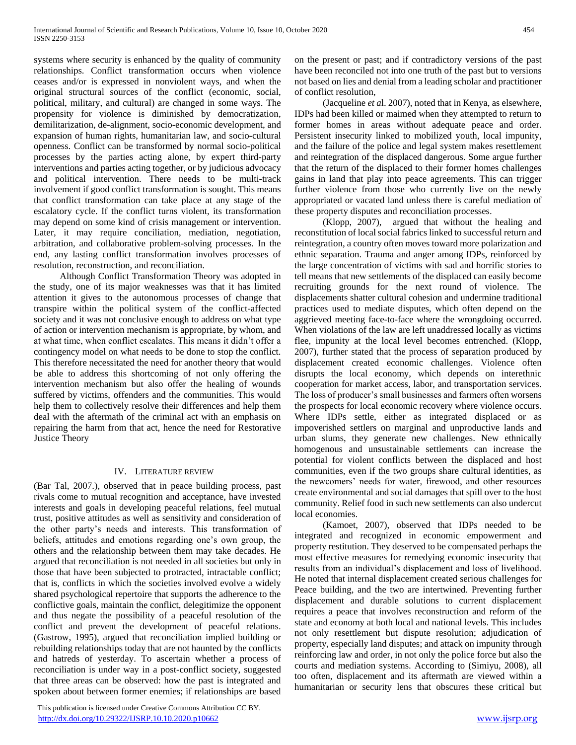systems where security is enhanced by the quality of community relationships. Conflict transformation occurs when violence ceases and/or is expressed in nonviolent ways, and when the original structural sources of the conflict (economic, social, political, military, and cultural) are changed in some ways. The propensity for violence is diminished by democratization, demilitarization, de-alignment, socio-economic development, and expansion of human rights, humanitarian law, and socio-cultural openness. Conflict can be transformed by normal socio-political processes by the parties acting alone, by expert third-party interventions and parties acting together, or by judicious advocacy and political intervention. There needs to be multi-track involvement if good conflict transformation is sought. This means that conflict transformation can take place at any stage of the escalatory cycle. If the conflict turns violent, its transformation may depend on some kind of crisis management or intervention. Later, it may require conciliation, mediation, negotiation, arbitration, and collaborative problem-solving processes. In the end, any lasting conflict transformation involves processes of resolution, reconstruction, and reconciliation.

Although Conflict Transformation Theory was adopted in the study, one of its major weaknesses was that it has limited attention it gives to the autonomous processes of change that transpire within the political system of the conflict-affected society and it was not conclusive enough to address on what type of action or intervention mechanism is appropriate, by whom, and at what time, when conflict escalates. This means it didn't offer a contingency model on what needs to be done to stop the conflict. This therefore necessitated the need for another theory that would be able to address this shortcoming of not only offering the intervention mechanism but also offer the healing of wounds suffered by victims, offenders and the communities. This would help them to collectively resolve their differences and help them deal with the aftermath of the criminal act with an emphasis on repairing the harm from that act, hence the need for Restorative Justice Theory

## IV. Literature Review

(Bar Tal, 2007.), observed that in peace building process, past rivals come to mutual recognition and acceptance, have invested interests and goals in developing peaceful relations, feel mutual trust, positive attitudes as well as sensitivity and consideration of the other party's needs and interests. This transformation of beliefs, attitudes and emotions regarding one's own group, the others and the relationship between them may take decades. He argued that reconciliation is not needed in all societies but only in those that have been subjected to protracted, intractable conflict; that is, conflicts in which the societies involved evolve a widely shared psychological repertoire that supports the adherence to the conflictive goals, maintain the conflict, delegitimize the opponent and thus negate the possibility of a peaceful resolution of the conflict and prevent the development of peaceful relations. (Gastrow, 1995), argued that reconciliation implied building or rebuilding relationships today that are not haunted by the conflicts and hatreds of yesterday. To ascertain whether a process of reconciliation is under way in a post-conflict society, suggested that three areas can be observed: how the past is integrated and spoken about between former enemies; if relationships are based on the present or past; and if contradictory versions of the past have been reconciled not into one truth of the past but to versions not based on lies and denial from a leading scholar and practitioner of conflict resolution,

(Jacqueline *et a*l. 2007), noted that in Kenya, as elsewhere, IDPs had been killed or maimed when they attempted to return to former homes in areas without adequate peace and order. Persistent insecurity linked to mobilized youth, local impunity, and the failure of the police and legal system makes resettlement and reintegration of the displaced dangerous. Some argue further that the return of the displaced to their former homes challenges gains in land that play into peace agreements. This can trigger further violence from those who currently live on the newly appropriated or vacated land unless there is careful mediation of these property disputes and reconciliation processes.

(Klopp, 2007), argued that without the healing and reconstitution of local social fabrics linked to successful return and reintegration, a country often moves toward more polarization and ethnic separation. Trauma and anger among IDPs, reinforced by the large concentration of victims with sad and horrific stories to tell means that new settlements of the displaced can easily become recruiting grounds for the next round of violence. The displacements shatter cultural cohesion and undermine traditional practices used to mediate disputes, which often depend on the aggrieved meeting face-to-face where the wrongdoing occurred. When violations of the law are left unaddressed locally as victims flee, impunity at the local level becomes entrenched. (Klopp, 2007), further stated that the process of separation produced by displacement created economic challenges. Violence often disrupts the local economy, which depends on interethnic cooperation for market access, labor, and transportation services. The loss of producer's small businesses and farmers often worsens the prospects for local economic recovery where violence occurs. Where IDPs settle, either as integrated displaced or as impoverished settlers on marginal and unproductive lands and urban slums, they generate new challenges. New ethnically homogenous and unsustainable settlements can increase the potential for violent conflicts between the displaced and host communities, even if the two groups share cultural identities, as the newcomers' needs for water, firewood, and other resources create environmental and social damages that spill over to the host community. Relief food in such new settlements can also undercut local economies.

(Kamoet, 2007), observed that IDPs needed to be integrated and recognized in economic empowerment and property restitution. They deserved to be compensated perhaps the most effective measures for remedying economic insecurity that results from an individual's displacement and loss of livelihood. He noted that internal displacement created serious challenges for Peace building, and the two are intertwined. Preventing further displacement and durable solutions to current displacement requires a peace that involves reconstruction and reform of the state and economy at both local and national levels. This includes not only resettlement but dispute resolution; adjudication of property, especially land disputes; and attack on impunity through reinforcing law and order, in not only the police force but also the courts and mediation systems. According to (Simiyu, 2008), all too often, displacement and its aftermath are viewed within a humanitarian or security lens that obscures these critical but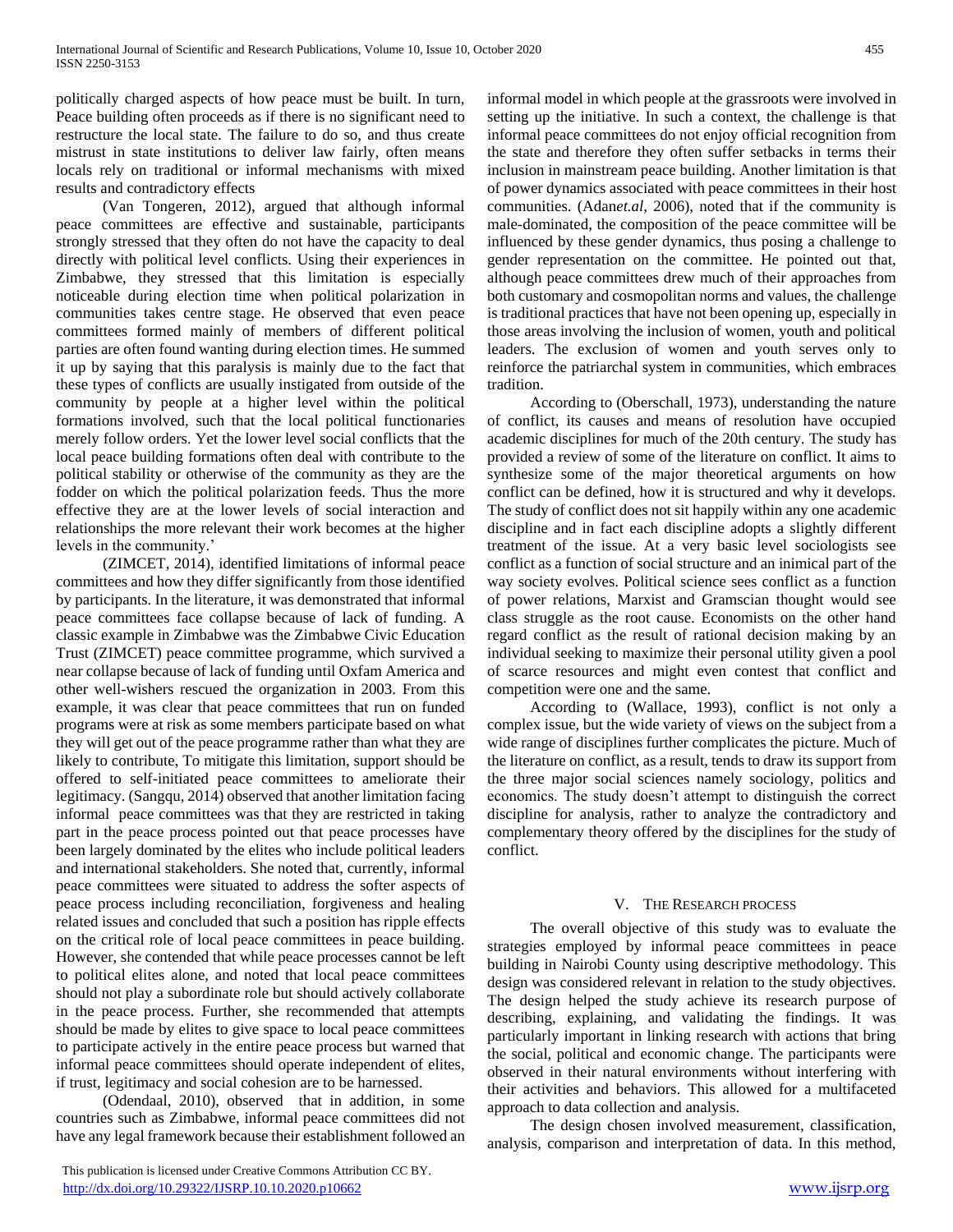politically charged aspects of how peace must be built. In turn, Peace building often proceeds as if there is no significant need to restructure the local state. The failure to do so, and thus create mistrust in state institutions to deliver law fairly, often means locals rely on traditional or informal mechanisms with mixed results and contradictory effects

(Van Tongeren, 2012), argued that although informal peace committees are effective and sustainable, participants strongly stressed that they often do not have the capacity to deal directly with political level conflicts. Using their experiences in Zimbabwe, they stressed that this limitation is especially noticeable during election time when political polarization in communities takes centre stage. He observed that even peace committees formed mainly of members of different political parties are often found wanting during election times. He summed it up by saying that this paralysis is mainly due to the fact that these types of conflicts are usually instigated from outside of the community by people at a higher level within the political formations involved, such that the local political functionaries merely follow orders. Yet the lower level social conflicts that the local peace building formations often deal with contribute to the political stability or otherwise of the community as they are the fodder on which the political polarization feeds. Thus the more effective they are at the lower levels of social interaction and relationships the more relevant their work becomes at the higher levels in the community.'

(ZIMCET, 2014), identified limitations of informal peace committees and how they differ significantly from those identified by participants. In the literature, it was demonstrated that informal peace committees face collapse because of lack of funding. A classic example in Zimbabwe was the Zimbabwe Civic Education Trust (ZIMCET) peace committee programme, which survived a near collapse because of lack of funding until Oxfam America and other well-wishers rescued the organization in 2003. From this example, it was clear that peace committees that run on funded programs were at risk as some members participate based on what they will get out of the peace programme rather than what they are likely to contribute, To mitigate this limitation, support should be offered to self-initiated peace committees to ameliorate their legitimacy. (Sangqu, 2014) observed that another limitation facing informal peace committees was that they are restricted in taking part in the peace process pointed out that peace processes have been largely dominated by the elites who include political leaders and international stakeholders. She noted that, currently, informal peace committees were situated to address the softer aspects of peace process including reconciliation, forgiveness and healing related issues and concluded that such a position has ripple effects on the critical role of local peace committees in peace building. However, she contended that while peace processes cannot be left to political elites alone, and noted that local peace committees should not play a subordinate role but should actively collaborate in the peace process. Further, she recommended that attempts should be made by elites to give space to local peace committees to participate actively in the entire peace process but warned that informal peace committees should operate independent of elites, if trust, legitimacy and social cohesion are to be harnessed.

(Odendaal, 2010), observed that in addition, in some countries such as Zimbabwe, informal peace committees did not have any legal framework because their establishment followed an informal model in which people at the grassroots were involved in setting up the initiative. In such a context, the challenge is that informal peace committees do not enjoy official recognition from the state and therefore they often suffer setbacks in terms their inclusion in mainstream peace building. Another limitation is that of power dynamics associated with peace committees in their host communities. (Adan*et.al*, 2006), noted that if the community is male-dominated, the composition of the peace committee will be influenced by these gender dynamics, thus posing a challenge to gender representation on the committee. He pointed out that, although peace committees drew much of their approaches from both customary and cosmopolitan norms and values, the challenge is traditional practices that have not been opening up, especially in those areas involving the inclusion of women, youth and political leaders. The exclusion of women and youth serves only to reinforce the patriarchal system in communities, which embraces tradition.

According to (Oberschall, 1973), understanding the nature of conflict, its causes and means of resolution have occupied academic disciplines for much of the 20th century. The study has provided a review of some of the literature on conflict. It aims to synthesize some of the major theoretical arguments on how conflict can be defined, how it is structured and why it develops. The study of conflict does not sit happily within any one academic discipline and in fact each discipline adopts a slightly different treatment of the issue. At a very basic level sociologists see conflict as a function of social structure and an inimical part of the way society evolves. Political science sees conflict as a function of power relations, Marxist and Gramscian thought would see class struggle as the root cause. Economists on the other hand regard conflict as the result of rational decision making by an individual seeking to maximize their personal utility given a pool of scarce resources and might even contest that conflict and competition were one and the same.

According to (Wallace, 1993), conflict is not only a complex issue, but the wide variety of views on the subject from a wide range of disciplines further complicates the picture. Much of the literature on conflict, as a result, tends to draw its support from the three major social sciences namely sociology, politics and economics. The study doesn't attempt to distinguish the correct discipline for analysis, rather to analyze the contradictory and complementary theory offered by the disciplines for the study of conflict.

## V. The Research process

The overall objective of this study was to evaluate the strategies employed by informal peace committees in peace building in Nairobi County using descriptive methodology. This design was considered relevant in relation to the study objectives. The design helped the study achieve its research purpose of describing, explaining, and validating the findings. It was particularly important in linking research with actions that bring the social, political and economic change. The participants were observed in their natural environments without interfering with their activities and behaviors. This allowed for a multifaceted approach to data collection and analysis.

The design chosen involved measurement, classification, analysis, comparison and interpretation of data. In this method,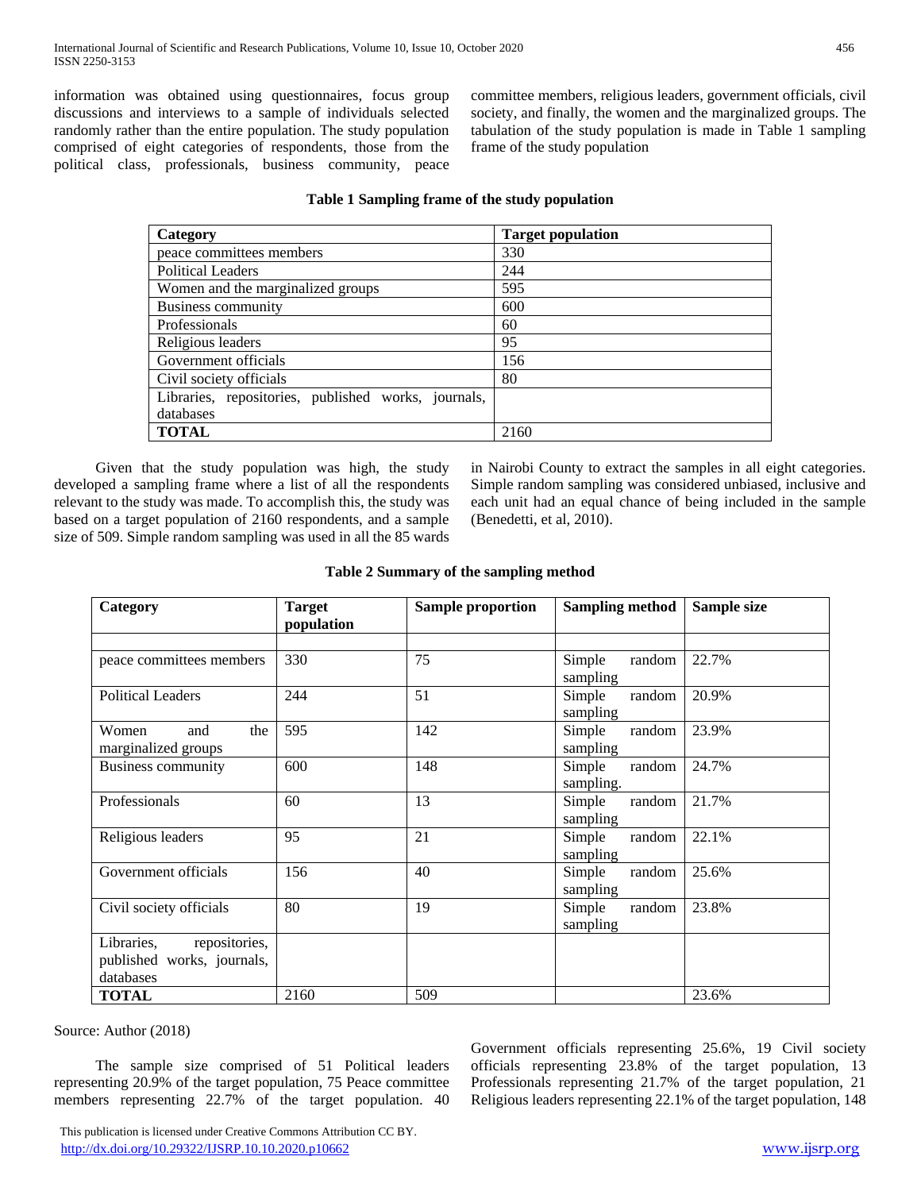information was obtained using questionnaires, focus group discussions and interviews to a sample of individuals selected randomly rather than the entire population. The study population comprised of eight categories of respondents, those from the political class, professionals, business community, peace committee members, religious leaders, government officials, civil society, and finally, the women and the marginalized groups. The tabulation of the study population is made in Table 1 sampling frame of the study population

**Table 1 Sampling frame of the study population**

| Category | Target population |
|---|---|
| peace committees members | 330 |
| Political Leaders | 244 |
| Women and the marginalized groups | 595 |
| Business community | 600 |
| Professionals | 60 |
| Religious leaders | 95 |
| Government officials | 156 |
| Civil society officials | 80 |
| Libraries, repositories, published works, journals, databases | |
| **TOTAL** | 2160 |

Given that the study population was high, the study developed a sampling frame where a list of all the respondents relevant to the study was made. To accomplish this, the study was based on a target population of 2160 respondents, and a sample size of 509. Simple random sampling was used in all the 85 wards in Nairobi County to extract the samples in all eight categories. Simple random sampling was considered unbiased, inclusive and each unit had an equal chance of being included in the sample (Benedetti, et al, 2010).

**Table 2 Summary of the sampling method**

| Category | Target population | Sample proportion | Sampling method | Sample size |
|---|---|---|---|---|
| | | | | |
| peace committees members | 330 | 75 | Simple random sampling | 22.7% |
| Political Leaders | 244 | 51 | Simple random sampling | 20.9% |
| Women and the marginalized groups | 595 | 142 | Simple random sampling | 23.9% |
| Business community | 600 | 148 | Simple random sampling. | 24.7% |
| Professionals | 60 | 13 | Simple random sampling | 21.7% |
| Religious leaders | 95 | 21 | Simple random sampling | 22.1% |
| Government officials | 156 | 40 | Simple random sampling | 25.6% |
| Civil society officials | 80 | 19 | Simple random sampling | 23.8% |
| Libraries, repositories, published works, journals, databases | | | | |
| **TOTAL** | 2160 | 509 | | 23.6% |

Source: Author (2018)

The sample size comprised of 51 Political leaders representing 20.9% of the target population, 75 Peace committee members representing 22.7% of the target population. 40 Government officials representing 25.6%, 19 Civil society officials representing 23.8% of the target population, 13 Professionals representing 21.7% of the target population, 21 Religious leaders representing 22.1% of the target population, 148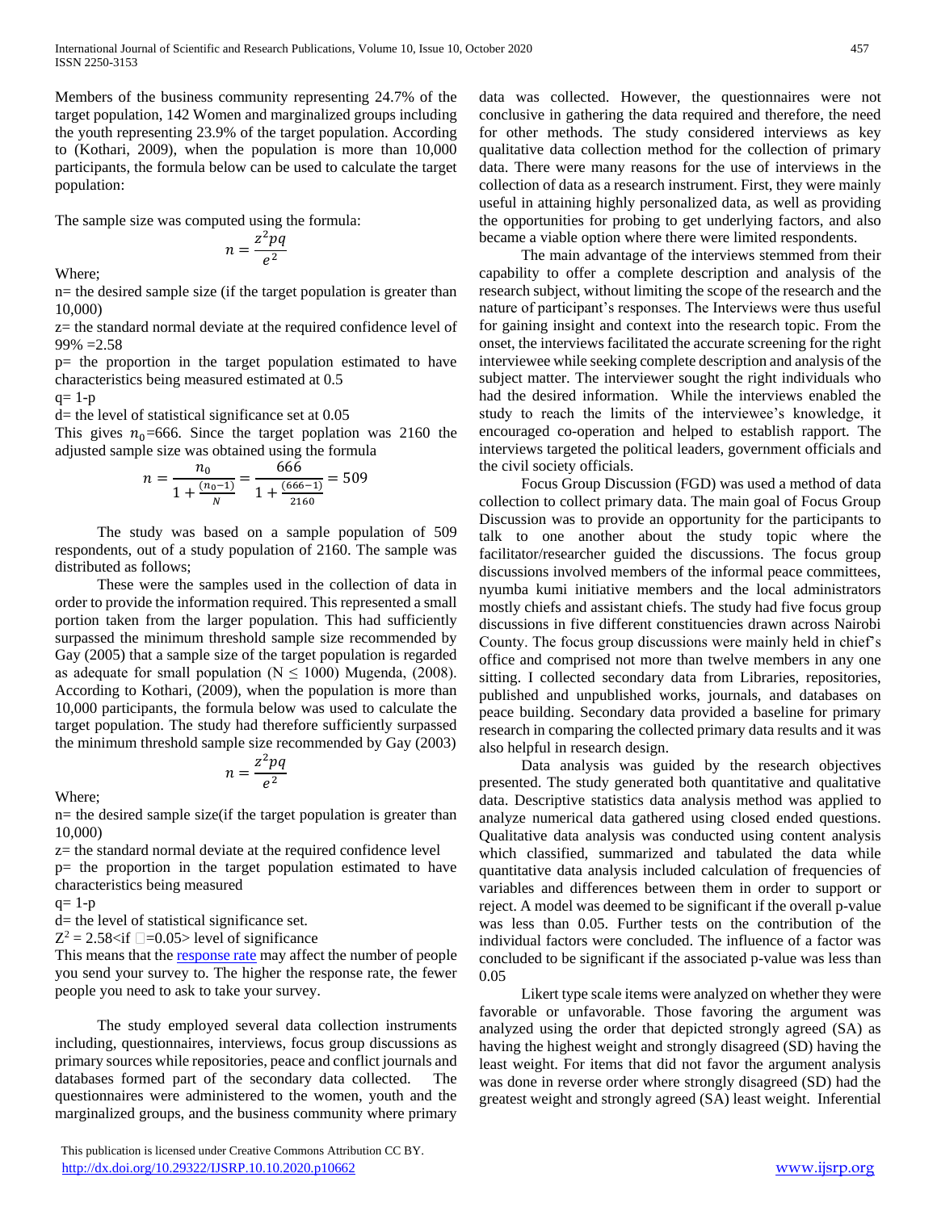Members of the business community representing 24.7% of the target population, 142 Women and marginalized groups including the youth representing 23.9% of the target population. According to (Kothari, 2009), when the population is more than 10,000 participants, the formula below can be used to calculate the target population:

The sample size was computed using the formula:

$$n = \frac{z^2pq}{e^2}$$

Where;

n= the desired sample size (if the target population is greater than 10,000)

z= the standard normal deviate at the required confidence level of 99% =2.58

p= the proportion in the target population estimated to have characteristics being measured estimated at 0.5

q= 1-p

d= the level of statistical significance set at 0.05

This gives $n_0$=666. Since the target poplation was 2160 the adjusted sample size was obtained using the formula

$$n = \frac{n_0}{1 + \frac{(n_0 - 1)}{N}} = \frac{666}{1 + \frac{(666-1)}{2160}} = 509$$

The study was based on a sample population of 509 respondents, out of a study population of 2160. The sample was distributed as follows;

These were the samples used in the collection of data in order to provide the information required. This represented a small portion taken from the larger population. This had sufficiently surpassed the minimum threshold sample size recommended by Gay (2005) that a sample size of the target population is regarded as adequate for small population (N ≤ 1000) Mugenda, (2008). According to Kothari, (2009), when the population is more than 10,000 participants, the formula below was used to calculate the target population. The study had therefore sufficiently surpassed the minimum threshold sample size recommended by Gay (2003)

$$n = \frac{z^2pq}{e^2}$$

Where;

n= the desired sample size(if the target population is greater than 10,000)

z= the standard normal deviate at the required confidence level

p= the proportion in the target population estimated to have characteristics being measured

q= 1-p

d= the level of statistical significance set.

$Z^2$ = 2.58<if =0.05> level of significance

This means that the response rate may affect the number of people you send your survey to. The higher the response rate, the fewer people you need to ask to take your survey.

The study employed several data collection instruments including, questionnaires, interviews, focus group discussions as primary sources while repositories, peace and conflict journals and databases formed part of the secondary data collected. The questionnaires were administered to the women, youth and the marginalized groups, and the business community where primary data was collected. However, the questionnaires were not conclusive in gathering the data required and therefore, the need for other methods. The study considered interviews as key qualitative data collection method for the collection of primary data. There were many reasons for the use of interviews in the collection of data as a research instrument. First, they were mainly useful in attaining highly personalized data, as well as providing the opportunities for probing to get underlying factors, and also became a viable option where there were limited respondents.

The main advantage of the interviews stemmed from their capability to offer a complete description and analysis of the research subject, without limiting the scope of the research and the nature of participant's responses. The Interviews were thus useful for gaining insight and context into the research topic. From the onset, the interviews facilitated the accurate screening for the right interviewee while seeking complete description and analysis of the subject matter. The interviewer sought the right individuals who had the desired information. While the interviews enabled the study to reach the limits of the interviewee's knowledge, it encouraged co-operation and helped to establish rapport. The interviews targeted the political leaders, government officials and the civil society officials.

Focus Group Discussion (FGD) was used a method of data collection to collect primary data. The main goal of Focus Group Discussion was to provide an opportunity for the participants to talk to one another about the study topic where the facilitator/researcher guided the discussions. The focus group discussions involved members of the informal peace committees, nyumba kumi initiative members and the local administrators mostly chiefs and assistant chiefs. The study had five focus group discussions in five different constituencies drawn across Nairobi County. The focus group discussions were mainly held in chief's office and comprised not more than twelve members in any one sitting. I collected secondary data from Libraries, repositories, published and unpublished works, journals, and databases on peace building. Secondary data provided a baseline for primary research in comparing the collected primary data results and it was also helpful in research design.

Data analysis was guided by the research objectives presented. The study generated both quantitative and qualitative data. Descriptive statistics data analysis method was applied to analyze numerical data gathered using closed ended questions. Qualitative data analysis was conducted using content analysis which classified, summarized and tabulated the data while quantitative data analysis included calculation of frequencies of variables and differences between them in order to support or reject. A model was deemed to be significant if the overall p-value was less than 0.05. Further tests on the contribution of the individual factors were concluded. The influence of a factor was concluded to be significant if the associated p-value was less than 0.05

Likert type scale items were analyzed on whether they were favorable or unfavorable. Those favoring the argument was analyzed using the order that depicted strongly agreed (SA) as having the highest weight and strongly disagreed (SD) having the least weight. For items that did not favor the argument analysis was done in reverse order where strongly disagreed (SD) had the greatest weight and strongly agreed (SA) least weight. Inferential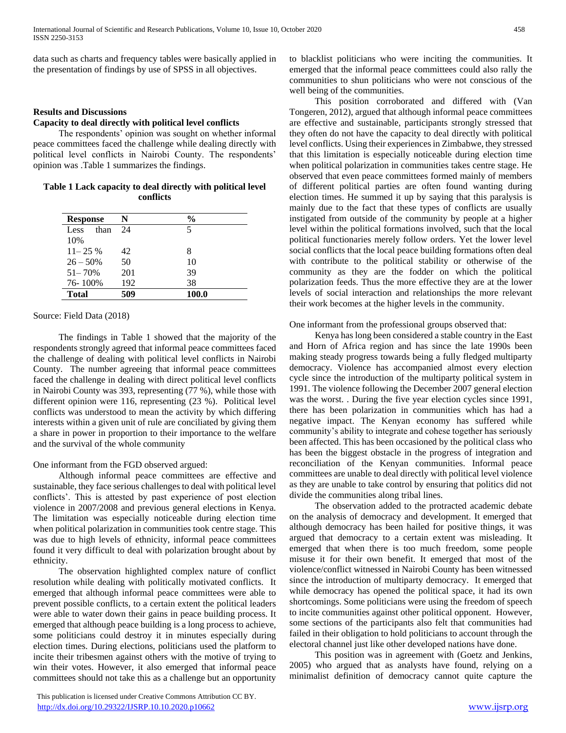data such as charts and frequency tables were basically applied in the presentation of findings by use of SPSS in all objectives.

## Results and Discussions

### Capacity to deal directly with political level conflicts

The respondents' opinion was sought on whether informal peace committees faced the challenge while dealing directly with political level conflicts in Nairobi County. The respondents' opinion was .Table 1 summarizes the findings.

**Table 1 Lack capacity to deal directly with political level conflicts**

| Response | N | % |
|---|---|---|
| Less than 10% | 24 | 5 |
| 11– 25 % | 42 | 8 |
| 26 – 50% | 50 | 10 |
| 51– 70% | 201 | 39 |
| 76- 100% | 192 | 38 |
| **Total** | **509** | **100.0** |

Source: Field Data (2018)

The findings in Table 1 showed that the majority of the respondents strongly agreed that informal peace committees faced the challenge of dealing with political level conflicts in Nairobi County. The number agreeing that informal peace committees faced the challenge in dealing with direct political level conflicts in Nairobi County was 393, representing (77 %), while those with different opinion were 116, representing (23 %). Political level conflicts was understood to mean the activity by which differing interests within a given unit of rule are conciliated by giving them a share in power in proportion to their importance to the welfare and the survival of the whole community

One informant from the FGD observed argued:

Although informal peace committees are effective and sustainable, they face serious challenges to deal with political level conflicts'. This is attested by past experience of post election violence in 2007/2008 and previous general elections in Kenya. The limitation was especially noticeable during election time when political polarization in communities took centre stage. This was due to high levels of ethnicity, informal peace committees found it very difficult to deal with polarization brought about by ethnicity.

The observation highlighted complex nature of conflict resolution while dealing with politically motivated conflicts. It emerged that although informal peace committees were able to prevent possible conflicts, to a certain extent the political leaders were able to water down their gains in peace building process. It emerged that although peace building is a long process to achieve, some politicians could destroy it in minutes especially during election times. During elections, politicians used the platform to incite their tribesmen against others with the motive of trying to win their votes. However, it also emerged that informal peace committees should not take this as a challenge but an opportunity to blacklist politicians who were inciting the communities. It emerged that the informal peace committees could also rally the communities to shun politicians who were not conscious of the well being of the communities.

This position corroborated and differed with (Van Tongeren, 2012), argued that although informal peace committees are effective and sustainable, participants strongly stressed that they often do not have the capacity to deal directly with political level conflicts. Using their experiences in Zimbabwe, they stressed that this limitation is especially noticeable during election time when political polarization in communities takes centre stage. He observed that even peace committees formed mainly of members of different political parties are often found wanting during election times. He summed it up by saying that this paralysis is mainly due to the fact that these types of conflicts are usually instigated from outside of the community by people at a higher level within the political formations involved, such that the local political functionaries merely follow orders. Yet the lower level social conflicts that the local peace building formations often deal with contribute to the political stability or otherwise of the community as they are the fodder on which the political polarization feeds. Thus the more effective they are at the lower levels of social interaction and relationships the more relevant their work becomes at the higher levels in the community.

One informant from the professional groups observed that:

Kenya has long been considered a stable country in the East and Horn of Africa region and has since the late 1990s been making steady progress towards being a fully fledged multiparty democracy. Violence has accompanied almost every election cycle since the introduction of the multiparty political system in 1991. The violence following the December 2007 general election was the worst. . During the five year election cycles since 1991, there has been polarization in communities which has had a negative impact. The Kenyan economy has suffered while community's ability to integrate and cohese together has seriously been affected. This has been occasioned by the political class who has been the biggest obstacle in the progress of integration and reconciliation of the Kenyan communities. Informal peace committees are unable to deal directly with political level violence as they are unable to take control by ensuring that politics did not divide the communities along tribal lines.

The observation added to the protracted academic debate on the analysis of democracy and development. It emerged that although democracy has been hailed for positive things, it was argued that democracy to a certain extent was misleading. It emerged that when there is too much freedom, some people misuse it for their own benefit. It emerged that most of the violence/conflict witnessed in Nairobi County has been witnessed since the introduction of multiparty democracy. It emerged that while democracy has opened the political space, it had its own shortcomings. Some politicians were using the freedom of speech to incite communities against other political opponent. However, some sections of the participants also felt that communities had failed in their obligation to hold politicians to account through the electoral channel just like other developed nations have done.

This position was in agreement with (Goetz and Jenkins, 2005) who argued that as analysts have found, relying on a minimalist definition of democracy cannot quite capture the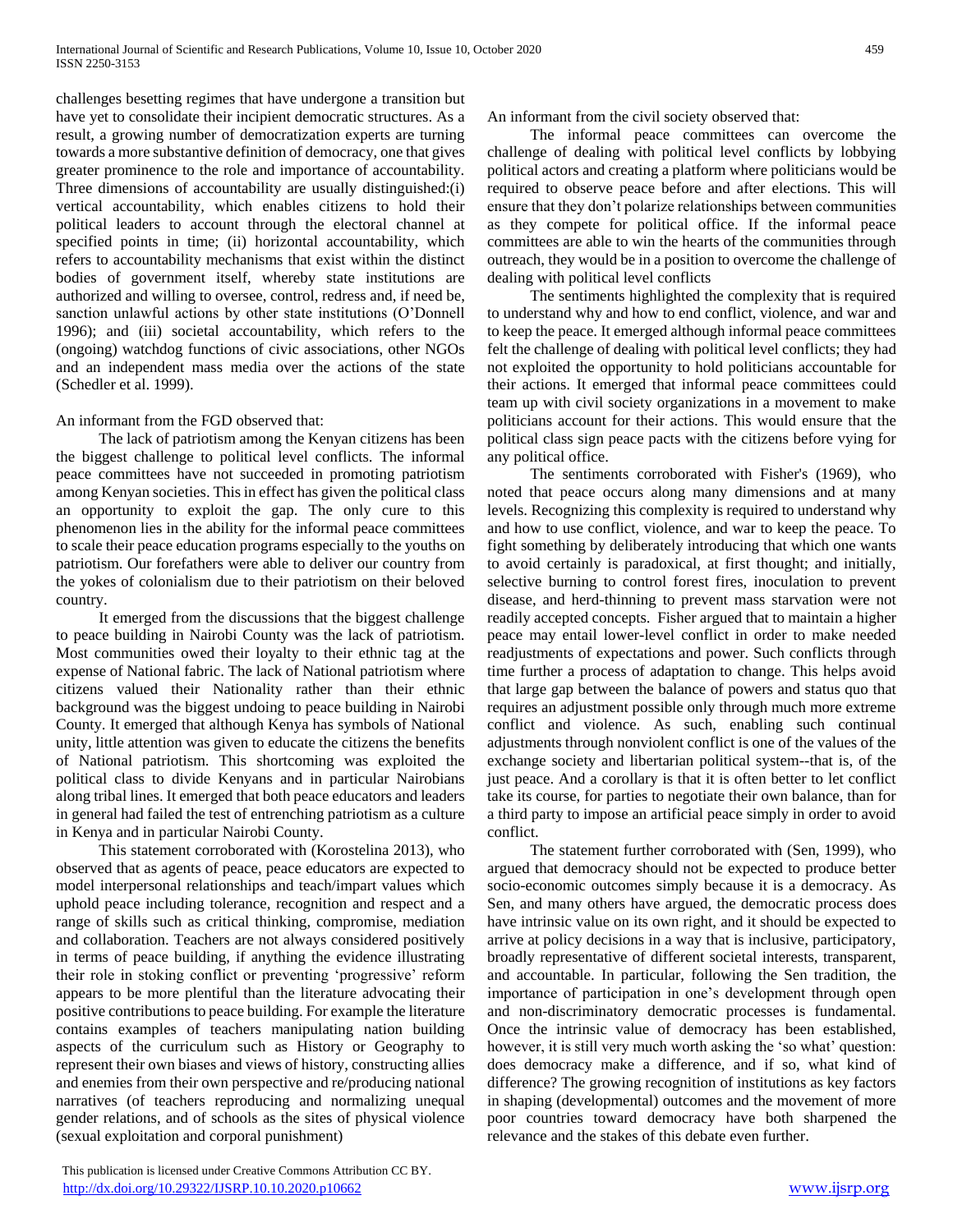challenges besetting regimes that have undergone a transition but have yet to consolidate their incipient democratic structures. As a result, a growing number of democratization experts are turning towards a more substantive definition of democracy, one that gives greater prominence to the role and importance of accountability. Three dimensions of accountability are usually distinguished:(i) vertical accountability, which enables citizens to hold their political leaders to account through the electoral channel at specified points in time; (ii) horizontal accountability, which refers to accountability mechanisms that exist within the distinct bodies of government itself, whereby state institutions are authorized and willing to oversee, control, redress and, if need be, sanction unlawful actions by other state institutions (O'Donnell 1996); and (iii) societal accountability, which refers to the (ongoing) watchdog functions of civic associations, other NGOs and an independent mass media over the actions of the state (Schedler et al. 1999).

An informant from the FGD observed that:

The lack of patriotism among the Kenyan citizens has been the biggest challenge to political level conflicts. The informal peace committees have not succeeded in promoting patriotism among Kenyan societies. This in effect has given the political class an opportunity to exploit the gap. The only cure to this phenomenon lies in the ability for the informal peace committees to scale their peace education programs especially to the youths on patriotism. Our forefathers were able to deliver our country from the yokes of colonialism due to their patriotism on their beloved country.

It emerged from the discussions that the biggest challenge to peace building in Nairobi County was the lack of patriotism. Most communities owed their loyalty to their ethnic tag at the expense of National fabric. The lack of National patriotism where citizens valued their Nationality rather than their ethnic background was the biggest undoing to peace building in Nairobi County. It emerged that although Kenya has symbols of National unity, little attention was given to educate the citizens the benefits of National patriotism. This shortcoming was exploited the political class to divide Kenyans and in particular Nairobians along tribal lines. It emerged that both peace educators and leaders in general had failed the test of entrenching patriotism as a culture in Kenya and in particular Nairobi County.

This statement corroborated with (Korostelina 2013), who observed that as agents of peace, peace educators are expected to model interpersonal relationships and teach/impart values which uphold peace including tolerance, recognition and respect and a range of skills such as critical thinking, compromise, mediation and collaboration. Teachers are not always considered positively in terms of peace building, if anything the evidence illustrating their role in stoking conflict or preventing 'progressive' reform appears to be more plentiful than the literature advocating their positive contributions to peace building. For example the literature contains examples of teachers manipulating nation building aspects of the curriculum such as History or Geography to represent their own biases and views of history, constructing allies and enemies from their own perspective and re/producing national narratives (of teachers reproducing and normalizing unequal gender relations, and of schools as the sites of physical violence (sexual exploitation and corporal punishment)

An informant from the civil society observed that:

The informal peace committees can overcome the challenge of dealing with political level conflicts by lobbying political actors and creating a platform where politicians would be required to observe peace before and after elections. This will ensure that they don't polarize relationships between communities as they compete for political office. If the informal peace committees are able to win the hearts of the communities through outreach, they would be in a position to overcome the challenge of dealing with political level conflicts

The sentiments highlighted the complexity that is required to understand why and how to end conflict, violence, and war and to keep the peace. It emerged although informal peace committees felt the challenge of dealing with political level conflicts; they had not exploited the opportunity to hold politicians accountable for their actions. It emerged that informal peace committees could team up with civil society organizations in a movement to make politicians account for their actions. This would ensure that the political class sign peace pacts with the citizens before vying for any political office.

The sentiments corroborated with Fisher's (1969), who noted that peace occurs along many dimensions and at many levels. Recognizing this complexity is required to understand why and how to use conflict, violence, and war to keep the peace. To fight something by deliberately introducing that which one wants to avoid certainly is paradoxical, at first thought; and initially, selective burning to control forest fires, inoculation to prevent disease, and herd-thinning to prevent mass starvation were not readily accepted concepts. Fisher argued that to maintain a higher peace may entail lower-level conflict in order to make needed readjustments of expectations and power. Such conflicts through time further a process of adaptation to change. This helps avoid that large gap between the balance of powers and status quo that requires an adjustment possible only through much more extreme conflict and violence. As such, enabling such continual adjustments through nonviolent conflict is one of the values of the exchange society and libertarian political system--that is, of the just peace. And a corollary is that it is often better to let conflict take its course, for parties to negotiate their own balance, than for a third party to impose an artificial peace simply in order to avoid conflict.

The statement further corroborated with (Sen, 1999), who argued that democracy should not be expected to produce better socio-economic outcomes simply because it is a democracy. As Sen, and many others have argued, the democratic process does have intrinsic value on its own right, and it should be expected to arrive at policy decisions in a way that is inclusive, participatory, broadly representative of different societal interests, transparent, and accountable. In particular, following the Sen tradition, the importance of participation in one's development through open and non-discriminatory democratic processes is fundamental. Once the intrinsic value of democracy has been established, however, it is still very much worth asking the 'so what' question: does democracy make a difference, and if so, what kind of difference? The growing recognition of institutions as key factors in shaping (developmental) outcomes and the movement of more poor countries toward democracy have both sharpened the relevance and the stakes of this debate even further.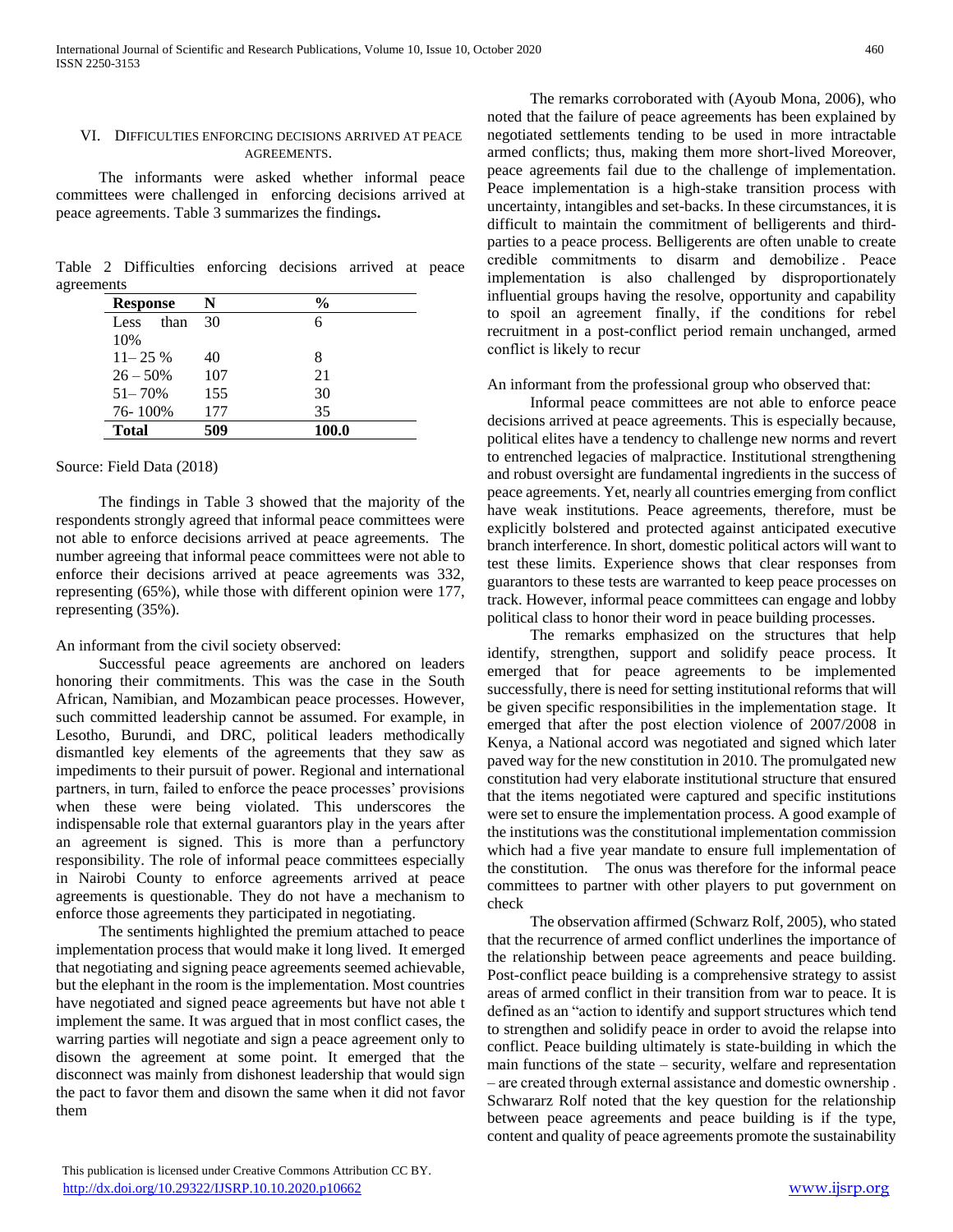## VI. Difficulties enforcing decisions arrived at peace agreements.

The informants were asked whether informal peace committees were challenged in enforcing decisions arrived at peace agreements. Table 3 summarizes the findings**.**

Table 2 Difficulties enforcing decisions arrived at peace agreements

| Response | N | % |
|---|---|---|
| Less than 10% | 30 | 6 |
| 11– 25 % | 40 | 8 |
| 26 – 50% | 107 | 21 |
| 51– 70% | 155 | 30 |
| 76- 100% | 177 | 35 |
| **Total** | **509** | **100.0** |

Source: Field Data (2018)

The findings in Table 3 showed that the majority of the respondents strongly agreed that informal peace committees were not able to enforce decisions arrived at peace agreements. The number agreeing that informal peace committees were not able to enforce their decisions arrived at peace agreements was 332, representing (65%), while those with different opinion were 177, representing (35%).

An informant from the civil society observed:

Successful peace agreements are anchored on leaders honoring their commitments. This was the case in the South African, Namibian, and Mozambican peace processes. However, such committed leadership cannot be assumed. For example, in Lesotho, Burundi, and DRC, political leaders methodically dismantled key elements of the agreements that they saw as impediments to their pursuit of power. Regional and international partners, in turn, failed to enforce the peace processes' provisions when these were being violated. This underscores the indispensable role that external guarantors play in the years after an agreement is signed. This is more than a perfunctory responsibility. The role of informal peace committees especially in Nairobi County to enforce agreements arrived at peace agreements is questionable. They do not have a mechanism to enforce those agreements they participated in negotiating.

The sentiments highlighted the premium attached to peace implementation process that would make it long lived. It emerged that negotiating and signing peace agreements seemed achievable, but the elephant in the room is the implementation. Most countries have negotiated and signed peace agreements but have not able t implement the same. It was argued that in most conflict cases, the warring parties will negotiate and sign a peace agreement only to disown the agreement at some point. It emerged that the disconnect was mainly from dishonest leadership that would sign the pact to favor them and disown the same when it did not favor them

The remarks corroborated with (Ayoub Mona, 2006), who noted that the failure of peace agreements has been explained by negotiated settlements tending to be used in more intractable armed conflicts; thus, making them more short-lived Moreover, peace agreements fail due to the challenge of implementation. Peace implementation is a high-stake transition process with uncertainty, intangibles and set-backs. In these circumstances, it is difficult to maintain the commitment of belligerents and third-parties to a peace process. Belligerents are often unable to create credible commitments to disarm and demobilize. Peace implementation is also challenged by disproportionately influential groups having the resolve, opportunity and capability to spoil an agreement finally, if the conditions for rebel recruitment in a post-conflict period remain unchanged, armed conflict is likely to recur

An informant from the professional group who observed that:

Informal peace committees are not able to enforce peace decisions arrived at peace agreements. This is especially because, political elites have a tendency to challenge new norms and revert to entrenched legacies of malpractice. Institutional strengthening and robust oversight are fundamental ingredients in the success of peace agreements. Yet, nearly all countries emerging from conflict have weak institutions. Peace agreements, therefore, must be explicitly bolstered and protected against anticipated executive branch interference. In short, domestic political actors will want to test these limits. Experience shows that clear responses from guarantors to these tests are warranted to keep peace processes on track. However, informal peace committees can engage and lobby political class to honor their word in peace building processes.

The remarks emphasized on the structures that help identify, strengthen, support and solidify peace process. It emerged that for peace agreements to be implemented successfully, there is need for setting institutional reforms that will be given specific responsibilities in the implementation stage. It emerged that after the post election violence of 2007/2008 in Kenya, a National accord was negotiated and signed which later paved way for the new constitution in 2010. The promulgated new constitution had very elaborate institutional structure that ensured that the items negotiated were captured and specific institutions were set to ensure the implementation process. A good example of the institutions was the constitutional implementation commission which had a five year mandate to ensure full implementation of the constitution. The onus was therefore for the informal peace committees to partner with other players to put government on check

The observation affirmed (Schwarz Rolf, 2005), who stated that the recurrence of armed conflict underlines the importance of the relationship between peace agreements and peace building. Post-conflict peace building is a comprehensive strategy to assist areas of armed conflict in their transition from war to peace. It is defined as an "action to identify and support structures which tend to strengthen and solidify peace in order to avoid the relapse into conflict. Peace building ultimately is state-building in which the main functions of the state – security, welfare and representation – are created through external assistance and domestic ownership. Schwararz Rolf noted that the key question for the relationship between peace agreements and peace building is if the type, content and quality of peace agreements promote the sustainability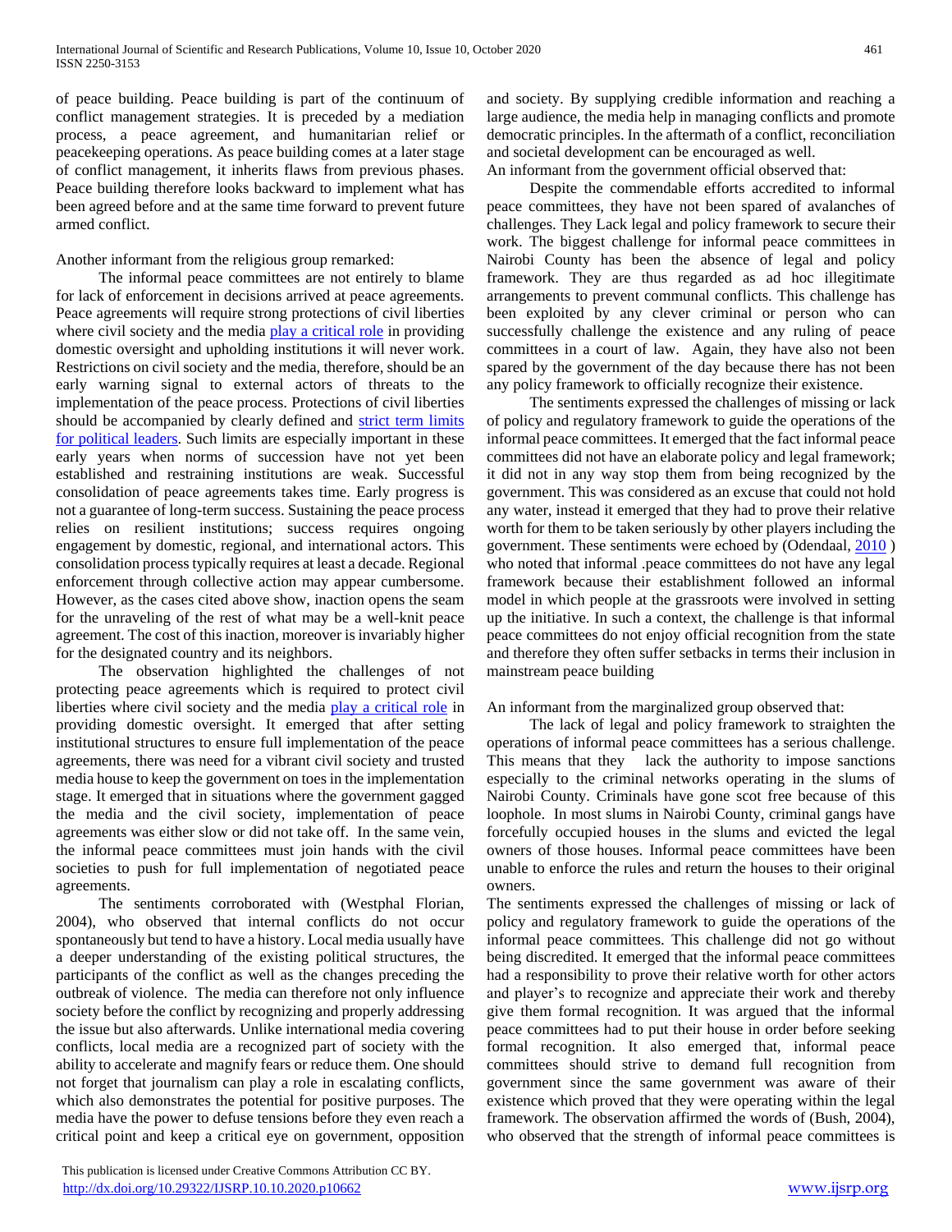of peace building. Peace building is part of the continuum of conflict management strategies. It is preceded by a mediation process, a peace agreement, and humanitarian relief or peacekeeping operations. As peace building comes at a later stage of conflict management, it inherits flaws from previous phases. Peace building therefore looks backward to implement what has been agreed before and at the same time forward to prevent future armed conflict.

Another informant from the religious group remarked:

The informal peace committees are not entirely to blame for lack of enforcement in decisions arrived at peace agreements. Peace agreements will require strong protections of civil liberties where civil society and the media play a critical role in providing domestic oversight and upholding institutions it will never work. Restrictions on civil society and the media, therefore, should be an early warning signal to external actors of threats to the implementation of the peace process. Protections of civil liberties should be accompanied by clearly defined and strict term limits for political leaders. Such limits are especially important in these early years when norms of succession have not yet been established and restraining institutions are weak. Successful consolidation of peace agreements takes time. Early progress is not a guarantee of long-term success. Sustaining the peace process relies on resilient institutions; success requires ongoing engagement by domestic, regional, and international actors. This consolidation process typically requires at least a decade. Regional enforcement through collective action may appear cumbersome. However, as the cases cited above show, inaction opens the seam for the unraveling of the rest of what may be a well-knit peace agreement. The cost of this inaction, moreover is invariably higher for the designated country and its neighbors.

The observation highlighted the challenges of not protecting peace agreements which is required to protect civil liberties where civil society and the media play a critical role in providing domestic oversight. It emerged that after setting institutional structures to ensure full implementation of the peace agreements, there was need for a vibrant civil society and trusted media house to keep the government on toes in the implementation stage. It emerged that in situations where the government gagged the media and the civil society, implementation of peace agreements was either slow or did not take off. In the same vein, the informal peace committees must join hands with the civil societies to push for full implementation of negotiated peace agreements.

The sentiments corroborated with (Westphal Florian, 2004), who observed that internal conflicts do not occur spontaneously but tend to have a history. Local media usually have a deeper understanding of the existing political structures, the participants of the conflict as well as the changes preceding the outbreak of violence. The media can therefore not only influence society before the conflict by recognizing and properly addressing the issue but also afterwards. Unlike international media covering conflicts, local media are a recognized part of society with the ability to accelerate and magnify fears or reduce them. One should not forget that journalism can play a role in escalating conflicts, which also demonstrates the potential for positive purposes. The media have the power to defuse tensions before they even reach a critical point and keep a critical eye on government, opposition and society. By supplying credible information and reaching a large audience, the media help in managing conflicts and promote democratic principles. In the aftermath of a conflict, reconciliation and societal development can be encouraged as well.

An informant from the government official observed that:

Despite the commendable efforts accredited to informal peace committees, they have not been spared of avalanches of challenges. They Lack legal and policy framework to secure their work. The biggest challenge for informal peace committees in Nairobi County has been the absence of legal and policy framework. They are thus regarded as ad hoc illegitimate arrangements to prevent communal conflicts. This challenge has been exploited by any clever criminal or person who can successfully challenge the existence and any ruling of peace committees in a court of law. Again, they have also not been spared by the government of the day because there has not been any policy framework to officially recognize their existence.

The sentiments expressed the challenges of missing or lack of policy and regulatory framework to guide the operations of the informal peace committees. It emerged that the fact informal peace committees did not have an elaborate policy and legal framework; it did not in any way stop them from being recognized by the government. This was considered as an excuse that could not hold any water, instead it emerged that they had to prove their relative worth for them to be taken seriously by other players including the government. These sentiments were echoed by (Odendaal, 2010 ) who noted that informal .peace committees do not have any legal framework because their establishment followed an informal model in which people at the grassroots were involved in setting up the initiative. In such a context, the challenge is that informal peace committees do not enjoy official recognition from the state and therefore they often suffer setbacks in terms their inclusion in mainstream peace building

An informant from the marginalized group observed that:

The lack of legal and policy framework to straighten the operations of informal peace committees has a serious challenge. This means that they lack the authority to impose sanctions especially to the criminal networks operating in the slums of Nairobi County. Criminals have gone scot free because of this loophole. In most slums in Nairobi County, criminal gangs have forcefully occupied houses in the slums and evicted the legal owners of those houses. Informal peace committees have been unable to enforce the rules and return the houses to their original owners.

The sentiments expressed the challenges of missing or lack of policy and regulatory framework to guide the operations of the informal peace committees. This challenge did not go without being discredited. It emerged that the informal peace committees had a responsibility to prove their relative worth for other actors and player's to recognize and appreciate their work and thereby give them formal recognition. It was argued that the informal peace committees had to put their house in order before seeking formal recognition. It also emerged that, informal peace committees should strive to demand full recognition from government since the same government was aware of their existence which proved that they were operating within the legal framework. The observation affirmed the words of (Bush, 2004), who observed that the strength of informal peace committees is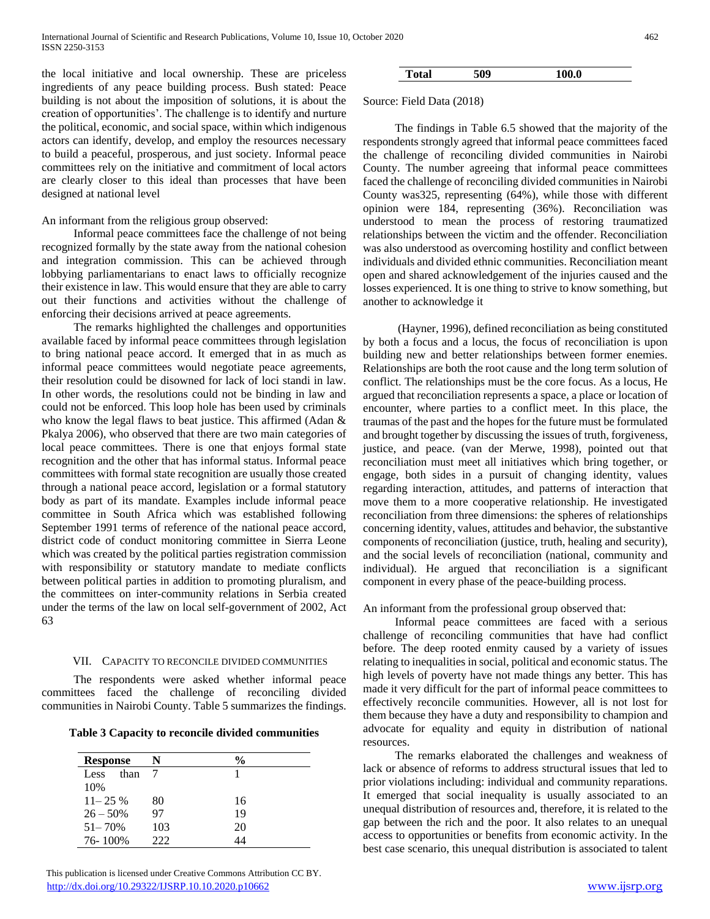the local initiative and local ownership. These are priceless ingredients of any peace building process. Bush stated: Peace building is not about the imposition of solutions, it is about the creation of opportunities'. The challenge is to identify and nurture the political, economic, and social space, within which indigenous actors can identify, develop, and employ the resources necessary to build a peaceful, prosperous, and just society. Informal peace committees rely on the initiative and commitment of local actors are clearly closer to this ideal than processes that have been designed at national level

An informant from the religious group observed:

Informal peace committees face the challenge of not being recognized formally by the state away from the national cohesion and integration commission. This can be achieved through lobbying parliamentarians to enact laws to officially recognize their existence in law. This would ensure that they are able to carry out their functions and activities without the challenge of enforcing their decisions arrived at peace agreements.

The remarks highlighted the challenges and opportunities available faced by informal peace committees through legislation to bring national peace accord. It emerged that in as much as informal peace committees would negotiate peace agreements, their resolution could be disowned for lack of loci standi in law. In other words, the resolutions could not be binding in law and could not be enforced. This loop hole has been used by criminals who know the legal flaws to beat justice. This affirmed (Adan & Pkalya 2006), who observed that there are two main categories of local peace committees. There is one that enjoys formal state recognition and the other that has informal status. Informal peace committees with formal state recognition are usually those created through a national peace accord, legislation or a formal statutory body as part of its mandate. Examples include informal peace committee in South Africa which was established following September 1991 terms of reference of the national peace accord, district code of conduct monitoring committee in Sierra Leone which was created by the political parties registration commission with responsibility or statutory mandate to mediate conflicts between political parties in addition to promoting pluralism, and the committees on inter-community relations in Serbia created under the terms of the law on local self-government of 2002, Act 63

## VII. Capacity to Reconcile Divided Communities

The respondents were asked whether informal peace committees faced the challenge of reconciling divided communities in Nairobi County. Table 5 summarizes the findings.

**Table 3 Capacity to reconcile divided communities**

| Response | N | % |
|---|---|---|
| Less than 10% | 7 | 1 |
| 11– 25 % | 80 | 16 |
| 26 – 50% | 97 | 19 |
| 51– 70% | 103 | 20 |
| 76- 100% | 222 | 44 |
| **Total** | **509** | **100.0** |

Source: Field Data (2018)

The findings in Table 6.5 showed that the majority of the respondents strongly agreed that informal peace committees faced the challenge of reconciling divided communities in Nairobi County. The number agreeing that informal peace committees faced the challenge of reconciling divided communities in Nairobi County was325, representing (64%), while those with different opinion were 184, representing (36%). Reconciliation was understood to mean the process of restoring traumatized relationships between the victim and the offender. Reconciliation was also understood as overcoming hostility and conflict between individuals and divided ethnic communities. Reconciliation meant open and shared acknowledgement of the injuries caused and the losses experienced. It is one thing to strive to know something, but another to acknowledge it

(Hayner, 1996), defined reconciliation as being constituted by both a focus and a locus, the focus of reconciliation is upon building new and better relationships between former enemies. Relationships are both the root cause and the long term solution of conflict. The relationships must be the core focus. As a locus, He argued that reconciliation represents a space, a place or location of encounter, where parties to a conflict meet. In this place, the traumas of the past and the hopes for the future must be formulated and brought together by discussing the issues of truth, forgiveness, justice, and peace. (van der Merwe, 1998), pointed out that reconciliation must meet all initiatives which bring together, or engage, both sides in a pursuit of changing identity, values regarding interaction, attitudes, and patterns of interaction that move them to a more cooperative relationship. He investigated reconciliation from three dimensions: the spheres of relationships concerning identity, values, attitudes and behavior, the substantive components of reconciliation (justice, truth, healing and security), and the social levels of reconciliation (national, community and individual). He argued that reconciliation is a significant component in every phase of the peace-building process.

An informant from the professional group observed that:

Informal peace committees are faced with a serious challenge of reconciling communities that have had conflict before. The deep rooted enmity caused by a variety of issues relating to inequalities in social, political and economic status. The high levels of poverty have not made things any better. This has made it very difficult for the part of informal peace committees to effectively reconcile communities. However, all is not lost for them because they have a duty and responsibility to champion and advocate for equality and equity in distribution of national resources.

The remarks elaborated the challenges and weakness of lack or absence of reforms to address structural issues that led to prior violations including: individual and community reparations. It emerged that social inequality is usually associated to an unequal distribution of resources and, therefore, it is related to the gap between the rich and the poor. It also relates to an unequal access to opportunities or benefits from economic activity. In the best case scenario, this unequal distribution is associated to talent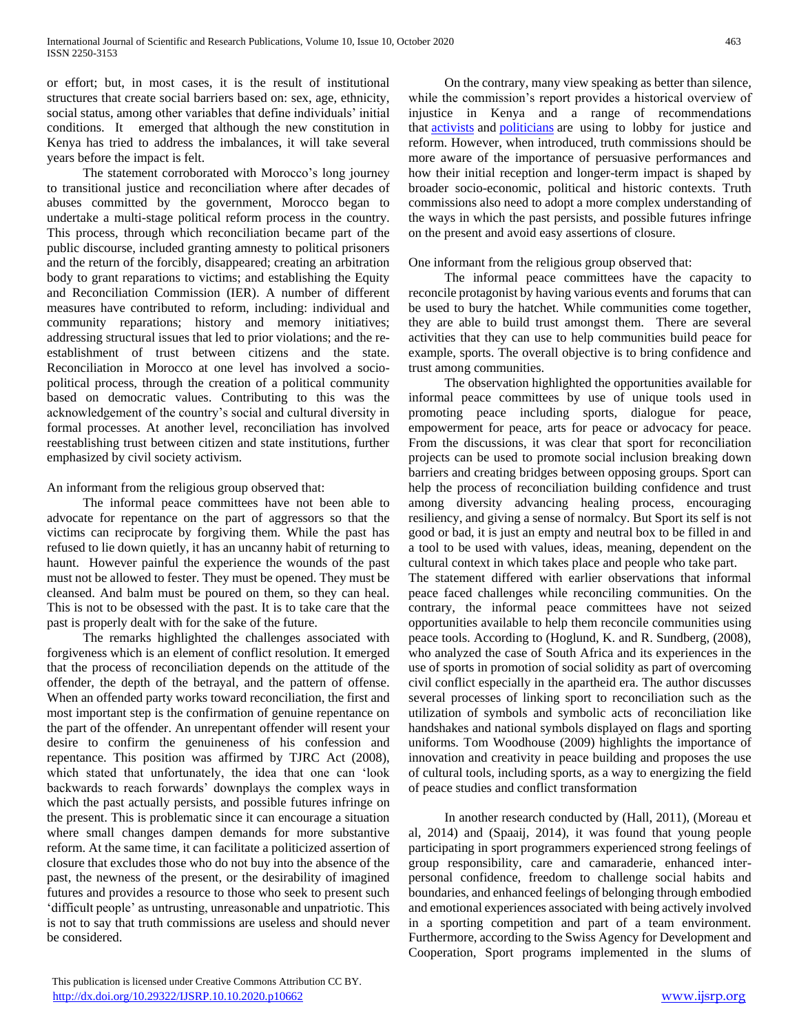or effort; but, in most cases, it is the result of institutional structures that create social barriers based on: sex, age, ethnicity, social status, among other variables that define individuals' initial conditions. It emerged that although the new constitution in Kenya has tried to address the imbalances, it will take several years before the impact is felt.

The statement corroborated with Morocco's long journey to transitional justice and reconciliation where after decades of abuses committed by the government, Morocco began to undertake a multi-stage political reform process in the country. This process, through which reconciliation became part of the public discourse, included granting amnesty to political prisoners and the return of the forcibly, disappeared; creating an arbitration body to grant reparations to victims; and establishing the Equity and Reconciliation Commission (IER). A number of different measures have contributed to reform, including: individual and community reparations; history and memory initiatives; addressing structural issues that led to prior violations; and the re-establishment of trust between citizens and the state. Reconciliation in Morocco at one level has involved a socio-political process, through the creation of a political community based on democratic values. Contributing to this was the acknowledgement of the country's social and cultural diversity in formal processes. At another level, reconciliation has involved reestablishing trust between citizen and state institutions, further emphasized by civil society activism.

An informant from the religious group observed that:

The informal peace committees have not been able to advocate for repentance on the part of aggressors so that the victims can reciprocate by forgiving them. While the past has refused to lie down quietly, it has an uncanny habit of returning to haunt. However painful the experience the wounds of the past must not be allowed to fester. They must be opened. They must be cleansed. And balm must be poured on them, so they can heal. This is not to be obsessed with the past. It is to take care that the past is properly dealt with for the sake of the future.

The remarks highlighted the challenges associated with forgiveness which is an element of conflict resolution. It emerged that the process of reconciliation depends on the attitude of the offender, the depth of the betrayal, and the pattern of offense. When an offended party works toward reconciliation, the first and most important step is the confirmation of genuine repentance on the part of the offender. An unrepentant offender will resent your desire to confirm the genuineness of his confession and repentance. This position was affirmed by TJRC Act (2008), which stated that unfortunately, the idea that one can 'look backwards to reach forwards' downplays the complex ways in which the past actually persists, and possible futures infringe on the present. This is problematic since it can encourage a situation where small changes dampen demands for more substantive reform. At the same time, it can facilitate a politicized assertion of closure that excludes those who do not buy into the absence of the past, the newness of the present, or the desirability of imagined futures and provides a resource to those who seek to present such 'difficult people' as untrusting, unreasonable and unpatriotic. This is not to say that truth commissions are useless and should never be considered.

On the contrary, many view speaking as better than silence, while the commission's report provides a historical overview of injustice in Kenya and a range of recommendations that activists and politicians are using to lobby for justice and reform. However, when introduced, truth commissions should be more aware of the importance of persuasive performances and how their initial reception and longer-term impact is shaped by broader socio-economic, political and historic contexts. Truth commissions also need to adopt a more complex understanding of the ways in which the past persists, and possible futures infringe on the present and avoid easy assertions of closure.

One informant from the religious group observed that:

The informal peace committees have the capacity to reconcile protagonist by having various events and forums that can be used to bury the hatchet. While communities come together, they are able to build trust amongst them. There are several activities that they can use to help communities build peace for example, sports. The overall objective is to bring confidence and trust among communities.

The observation highlighted the opportunities available for informal peace committees by use of unique tools used in promoting peace including sports, dialogue for peace, empowerment for peace, arts for peace or advocacy for peace. From the discussions, it was clear that sport for reconciliation projects can be used to promote social inclusion breaking down barriers and creating bridges between opposing groups. Sport can help the process of reconciliation building confidence and trust among diversity advancing healing process, encouraging resiliency, and giving a sense of normalcy. But Sport its self is not good or bad, it is just an empty and neutral box to be filled in and a tool to be used with values, ideas, meaning, dependent on the cultural context in which takes place and people who take part.

The statement differed with earlier observations that informal peace faced challenges while reconciling communities. On the contrary, the informal peace committees have not seized opportunities available to help them reconcile communities using peace tools. According to (Hoglund, K. and R. Sundberg, (2008), who analyzed the case of South Africa and its experiences in the use of sports in promotion of social solidity as part of overcoming civil conflict especially in the apartheid era. The author discusses several processes of linking sport to reconciliation such as the utilization of symbols and symbolic acts of reconciliation like handshakes and national symbols displayed on flags and sporting uniforms. Tom Woodhouse (2009) highlights the importance of innovation and creativity in peace building and proposes the use of cultural tools, including sports, as a way to energizing the field of peace studies and conflict transformation

In another research conducted by (Hall, 2011), (Moreau et al, 2014) and (Spaaij, 2014), it was found that young people participating in sport programmers experienced strong feelings of group responsibility, care and camaraderie, enhanced inter-personal confidence, freedom to challenge social habits and boundaries, and enhanced feelings of belonging through embodied and emotional experiences associated with being actively involved in a sporting competition and part of a team environment. Furthermore, according to the Swiss Agency for Development and Cooperation, Sport programs implemented in the slums of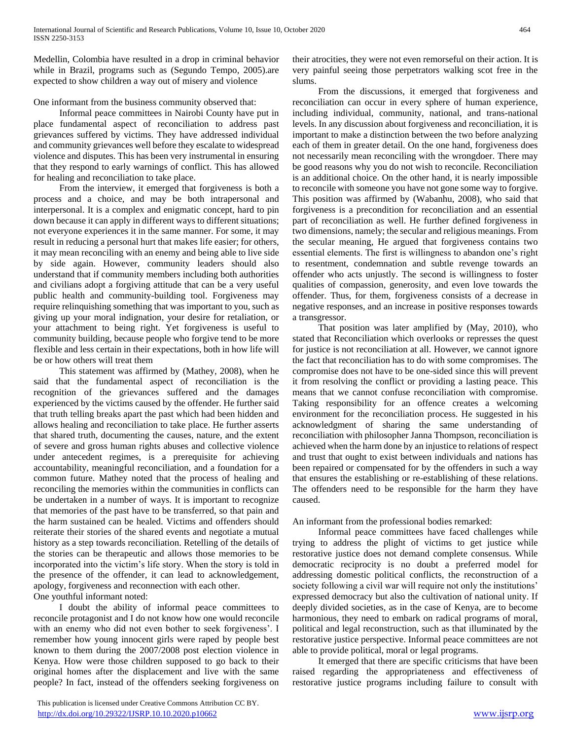Medellin, Colombia have resulted in a drop in criminal behavior while in Brazil, programs such as (Segundo Tempo, 2005).are expected to show children a way out of misery and violence

One informant from the business community observed that:

Informal peace committees in Nairobi County have put in place fundamental aspect of reconciliation to address past grievances suffered by victims. They have addressed individual and community grievances well before they escalate to widespread violence and disputes. This has been very instrumental in ensuring that they respond to early warnings of conflict. This has allowed for healing and reconciliation to take place.

From the interview, it emerged that forgiveness is both a process and a choice, and may be both intrapersonal and interpersonal. It is a complex and enigmatic concept, hard to pin down because it can apply in different ways to different situations; not everyone experiences it in the same manner. For some, it may result in reducing a personal hurt that makes life easier; for others, it may mean reconciling with an enemy and being able to live side by side again. However, community leaders should also understand that if community members including both authorities and civilians adopt a forgiving attitude that can be a very useful public health and community-building tool. Forgiveness may require relinquishing something that was important to you, such as giving up your moral indignation, your desire for retaliation, or your attachment to being right. Yet forgiveness is useful to community building, because people who forgive tend to be more flexible and less certain in their expectations, both in how life will be or how others will treat them

This statement was affirmed by (Mathey, 2008), when he said that the fundamental aspect of reconciliation is the recognition of the grievances suffered and the damages experienced by the victims caused by the offender. He further said that truth telling breaks apart the past which had been hidden and allows healing and reconciliation to take place. He further asserts that shared truth, documenting the causes, nature, and the extent of severe and gross human rights abuses and collective violence under antecedent regimes, is a prerequisite for achieving accountability, meaningful reconciliation, and a foundation for a common future. Mathey noted that the process of healing and reconciling the memories within the communities in conflicts can be undertaken in a number of ways. It is important to recognize that memories of the past have to be transferred, so that pain and the harm sustained can be healed. Victims and offenders should reiterate their stories of the shared events and negotiate a mutual history as a step towards reconciliation. Retelling of the details of the stories can be therapeutic and allows those memories to be incorporated into the victim's life story. When the story is told in the presence of the offender, it can lead to acknowledgement, apology, forgiveness and reconnection with each other.

One youthful informant noted:

I doubt the ability of informal peace committees to reconcile protagonist and I do not know how one would reconcile with an enemy who did not even bother to seek forgiveness'. I remember how young innocent girls were raped by people best known to them during the 2007/2008 post election violence in Kenya. How were those children supposed to go back to their original homes after the displacement and live with the same people? In fact, instead of the offenders seeking forgiveness on their atrocities, they were not even remorseful on their action. It is very painful seeing those perpetrators walking scot free in the slums.

From the discussions, it emerged that forgiveness and reconciliation can occur in every sphere of human experience, including individual, community, national, and trans-national levels. In any discussion about forgiveness and reconciliation, it is important to make a distinction between the two before analyzing each of them in greater detail. On the one hand, forgiveness does not necessarily mean reconciling with the wrongdoer. There may be good reasons why you do not wish to reconcile. Reconciliation is an additional choice. On the other hand, it is nearly impossible to reconcile with someone you have not gone some way to forgive. This position was affirmed by (Wabanhu, 2008), who said that forgiveness is a precondition for reconciliation and an essential part of reconciliation as well. He further defined forgiveness in two dimensions, namely; the secular and religious meanings. From the secular meaning, He argued that forgiveness contains two essential elements. The first is willingness to abandon one's right to resentment, condemnation and subtle revenge towards an offender who acts unjustly. The second is willingness to foster qualities of compassion, generosity, and even love towards the offender. Thus, for them, forgiveness consists of a decrease in negative responses, and an increase in positive responses towards a transgressor.

That position was later amplified by (May, 2010), who stated that Reconciliation which overlooks or represses the quest for justice is not reconciliation at all. However, we cannot ignore the fact that reconciliation has to do with some compromises. The compromise does not have to be one-sided since this will prevent it from resolving the conflict or providing a lasting peace. This means that we cannot confuse reconciliation with compromise. Taking responsibility for an offence creates a welcoming environment for the reconciliation process. He suggested in his acknowledgment of sharing the same understanding of reconciliation with philosopher Janna Thompson, reconciliation is achieved when the harm done by an injustice to relations of respect and trust that ought to exist between individuals and nations has been repaired or compensated for by the offenders in such a way that ensures the establishing or re-establishing of these relations. The offenders need to be responsible for the harm they have caused.

An informant from the professional bodies remarked:

Informal peace committees have faced challenges while trying to address the plight of victims to get justice while restorative justice does not demand complete consensus. While democratic reciprocity is no doubt a preferred model for addressing domestic political conflicts, the reconstruction of a society following a civil war will require not only the institutions' expressed democracy but also the cultivation of national unity. If deeply divided societies, as in the case of Kenya, are to become harmonious, they need to embark on radical programs of moral, political and legal reconstruction, such as that illuminated by the restorative justice perspective. Informal peace committees are not able to provide political, moral or legal programs.

It emerged that there are specific criticisms that have been raised regarding the appropriateness and effectiveness of restorative justice programs including failure to consult with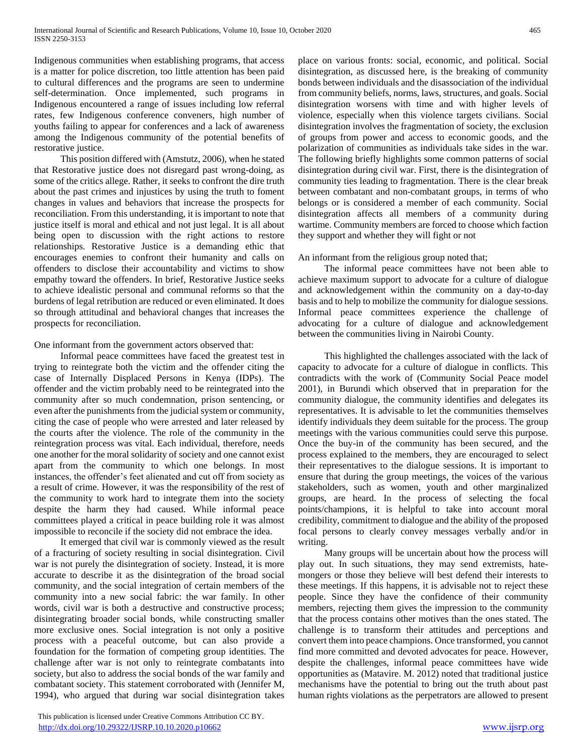Indigenous communities when establishing programs, that access is a matter for police discretion, too little attention has been paid to cultural differences and the programs are seen to undermine self-determination. Once implemented, such programs in Indigenous encountered a range of issues including low referral rates, few Indigenous conference conveners, high number of youths failing to appear for conferences and a lack of awareness among the Indigenous community of the potential benefits of restorative justice.

This position differed with (Amstutz, 2006), when he stated that Restorative justice does not disregard past wrong-doing, as some of the critics allege. Rather, it seeks to confront the dire truth about the past crimes and injustices by using the truth to foment changes in values and behaviors that increase the prospects for reconciliation. From this understanding, it is important to note that justice itself is moral and ethical and not just legal. It is all about being open to discussion with the right actions to restore relationships. Restorative Justice is a demanding ethic that encourages enemies to confront their humanity and calls on offenders to disclose their accountability and victims to show empathy toward the offenders. In brief, Restorative Justice seeks to achieve idealistic personal and communal reforms so that the burdens of legal retribution are reduced or even eliminated. It does so through attitudinal and behavioral changes that increases the prospects for reconciliation.

One informant from the government actors observed that:

Informal peace committees have faced the greatest test in trying to reintegrate both the victim and the offender citing the case of Internally Displaced Persons in Kenya (IDPs). The offender and the victim probably need to be reintegrated into the community after so much condemnation, prison sentencing, or even after the punishments from the judicial system or community, citing the case of people who were arrested and later released by the courts after the violence. The role of the community in the reintegration process was vital. Each individual, therefore, needs one another for the moral solidarity of society and one cannot exist apart from the community to which one belongs. In most instances, the offender's feet alienated and cut off from society as a result of crime. However, it was the responsibility of the rest of the community to work hard to integrate them into the society despite the harm they had caused. While informal peace committees played a critical in peace building role it was almost impossible to reconcile if the society did not embrace the idea.

It emerged that civil war is commonly viewed as the result of a fracturing of society resulting in social disintegration. Civil war is not purely the disintegration of society. Instead, it is more accurate to describe it as the disintegration of the broad social community, and the social integration of certain members of the community into a new social fabric: the war family. In other words, civil war is both a destructive and constructive process; disintegrating broader social bonds, while constructing smaller more exclusive ones. Social integration is not only a positive process with a peaceful outcome, but can also provide a foundation for the formation of competing group identities. The challenge after war is not only to reintegrate combatants into society, but also to address the social bonds of the war family and combatant society. This statement corroborated with (Jennifer M, 1994), who argued that during war social disintegration takes place on various fronts: social, economic, and political. Social disintegration, as discussed here, is the breaking of community bonds between individuals and the disassociation of the individual from community beliefs, norms, laws, structures, and goals. Social disintegration worsens with time and with higher levels of violence, especially when this violence targets civilians. Social disintegration involves the fragmentation of society, the exclusion of groups from power and access to economic goods, and the polarization of communities as individuals take sides in the war. The following briefly highlights some common patterns of social disintegration during civil war. First, there is the disintegration of community ties leading to fragmentation. There is the clear break between combatant and non-combatant groups, in terms of who belongs or is considered a member of each community. Social disintegration affects all members of a community during wartime. Community members are forced to choose which faction they support and whether they will fight or not

An informant from the religious group noted that;

The informal peace committees have not been able to achieve maximum support to advocate for a culture of dialogue and acknowledgement within the community on a day-to-day basis and to help to mobilize the community for dialogue sessions. Informal peace committees experience the challenge of advocating for a culture of dialogue and acknowledgement between the communities living in Nairobi County.

This highlighted the challenges associated with the lack of capacity to advocate for a culture of dialogue in conflicts. This contradicts with the work of (Community Social Peace model 2001), in Burundi which observed that in preparation for the community dialogue, the community identifies and delegates its representatives. It is advisable to let the communities themselves identify individuals they deem suitable for the process. The group meetings with the various communities could serve this purpose. Once the buy-in of the community has been secured, and the process explained to the members, they are encouraged to select their representatives to the dialogue sessions. It is important to ensure that during the group meetings, the voices of the various stakeholders, such as women, youth and other marginalized groups, are heard. In the process of selecting the focal points/champions, it is helpful to take into account moral credibility, commitment to dialogue and the ability of the proposed focal persons to clearly convey messages verbally and/or in writing.

Many groups will be uncertain about how the process will play out. In such situations, they may send extremists, hate-mongers or those they believe will best defend their interests to these meetings. If this happens, it is advisable not to reject these people. Since they have the confidence of their community members, rejecting them gives the impression to the community that the process contains other motives than the ones stated. The challenge is to transform their attitudes and perceptions and convert them into peace champions. Once transformed, you cannot find more committed and devoted advocates for peace. However, despite the challenges, informal peace committees have wide opportunities as (Matavire. M. 2012) noted that traditional justice mechanisms have the potential to bring out the truth about past human rights violations as the perpetrators are allowed to present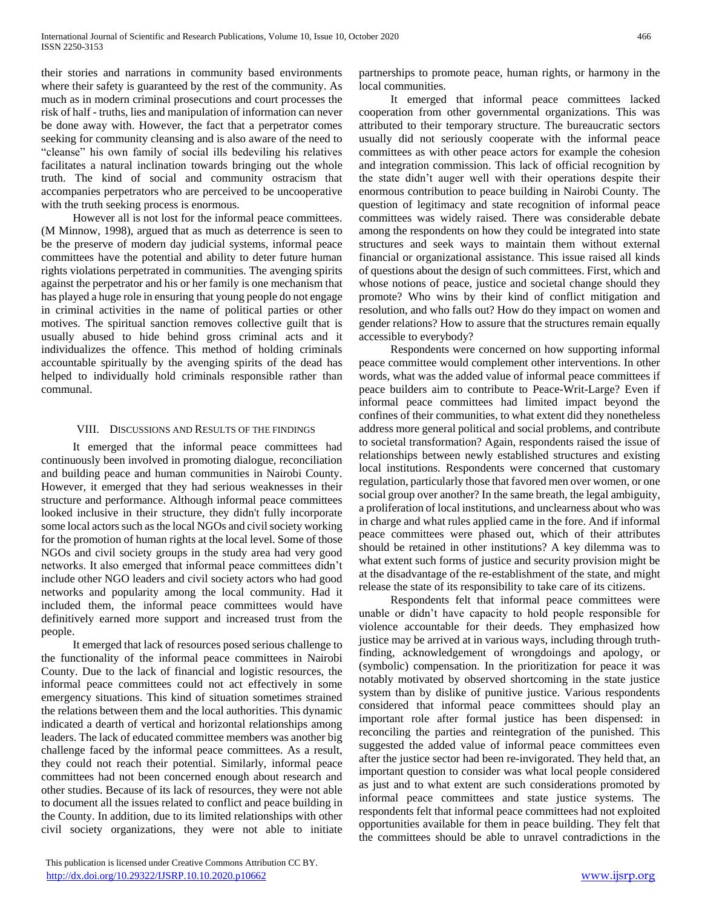their stories and narrations in community based environments where their safety is guaranteed by the rest of the community. As much as in modern criminal prosecutions and court processes the risk of half - truths, lies and manipulation of information can never be done away with. However, the fact that a perpetrator comes seeking for community cleansing and is also aware of the need to "cleanse" his own family of social ills bedeviling his relatives facilitates a natural inclination towards bringing out the whole truth. The kind of social and community ostracism that accompanies perpetrators who are perceived to be uncooperative with the truth seeking process is enormous.

However all is not lost for the informal peace committees. (M Minnow, 1998), argued that as much as deterrence is seen to be the preserve of modern day judicial systems, informal peace committees have the potential and ability to deter future human rights violations perpetrated in communities. The avenging spirits against the perpetrator and his or her family is one mechanism that has played a huge role in ensuring that young people do not engage in criminal activities in the name of political parties or other motives. The spiritual sanction removes collective guilt that is usually abused to hide behind gross criminal acts and it individualizes the offence. This method of holding criminals accountable spiritually by the avenging spirits of the dead has helped to individually hold criminals responsible rather than communal.

## VIII. Discussions and Results of the findings

It emerged that the informal peace committees had continuously been involved in promoting dialogue, reconciliation and building peace and human communities in Nairobi County. However, it emerged that they had serious weaknesses in their structure and performance. Although informal peace committees looked inclusive in their structure, they didn't fully incorporate some local actors such as the local NGOs and civil society working for the promotion of human rights at the local level. Some of those NGOs and civil society groups in the study area had very good networks. It also emerged that informal peace committees didn't include other NGO leaders and civil society actors who had good networks and popularity among the local community. Had it included them, the informal peace committees would have definitively earned more support and increased trust from the people.

It emerged that lack of resources posed serious challenge to the functionality of the informal peace committees in Nairobi County. Due to the lack of financial and logistic resources, the informal peace committees could not act effectively in some emergency situations. This kind of situation sometimes strained the relations between them and the local authorities. This dynamic indicated a dearth of vertical and horizontal relationships among leaders. The lack of educated committee members was another big challenge faced by the informal peace committees. As a result, they could not reach their potential. Similarly, informal peace committees had not been concerned enough about research and other studies. Because of its lack of resources, they were not able to document all the issues related to conflict and peace building in the County. In addition, due to its limited relationships with other civil society organizations, they were not able to initiate partnerships to promote peace, human rights, or harmony in the local communities.

It emerged that informal peace committees lacked cooperation from other governmental organizations. This was attributed to their temporary structure. The bureaucratic sectors usually did not seriously cooperate with the informal peace committees as with other peace actors for example the cohesion and integration commission. This lack of official recognition by the state didn't auger well with their operations despite their enormous contribution to peace building in Nairobi County. The question of legitimacy and state recognition of informal peace committees was widely raised. There was considerable debate among the respondents on how they could be integrated into state structures and seek ways to maintain them without external financial or organizational assistance. This issue raised all kinds of questions about the design of such committees. First, which and whose notions of peace, justice and societal change should they promote? Who wins by their kind of conflict mitigation and resolution, and who falls out? How do they impact on women and gender relations? How to assure that the structures remain equally accessible to everybody?

Respondents were concerned on how supporting informal peace committee would complement other interventions. In other words, what was the added value of informal peace committees if peace builders aim to contribute to Peace-Writ-Large? Even if informal peace committees had limited impact beyond the confines of their communities, to what extent did they nonetheless address more general political and social problems, and contribute to societal transformation? Again, respondents raised the issue of relationships between newly established structures and existing local institutions. Respondents were concerned that customary regulation, particularly those that favored men over women, or one social group over another? In the same breath, the legal ambiguity, a proliferation of local institutions, and unclearness about who was in charge and what rules applied came in the fore. And if informal peace committees were phased out, which of their attributes should be retained in other institutions? A key dilemma was to what extent such forms of justice and security provision might be at the disadvantage of the re-establishment of the state, and might release the state of its responsibility to take care of its citizens.

Respondents felt that informal peace committees were unable or didn't have capacity to hold people responsible for violence accountable for their deeds. They emphasized how justice may be arrived at in various ways, including through truth-finding, acknowledgement of wrongdoings and apology, or (symbolic) compensation. In the prioritization for peace it was notably motivated by observed shortcoming in the state justice system than by dislike of punitive justice. Various respondents considered that informal peace committees should play an important role after formal justice has been dispensed: in reconciling the parties and reintegration of the punished. This suggested the added value of informal peace committees even after the justice sector had been re-invigorated. They held that, an important question to consider was what local people considered as just and to what extent are such considerations promoted by informal peace committees and state justice systems. The respondents felt that informal peace committees had not exploited opportunities available for them in peace building. They felt that the committees should be able to unravel contradictions in the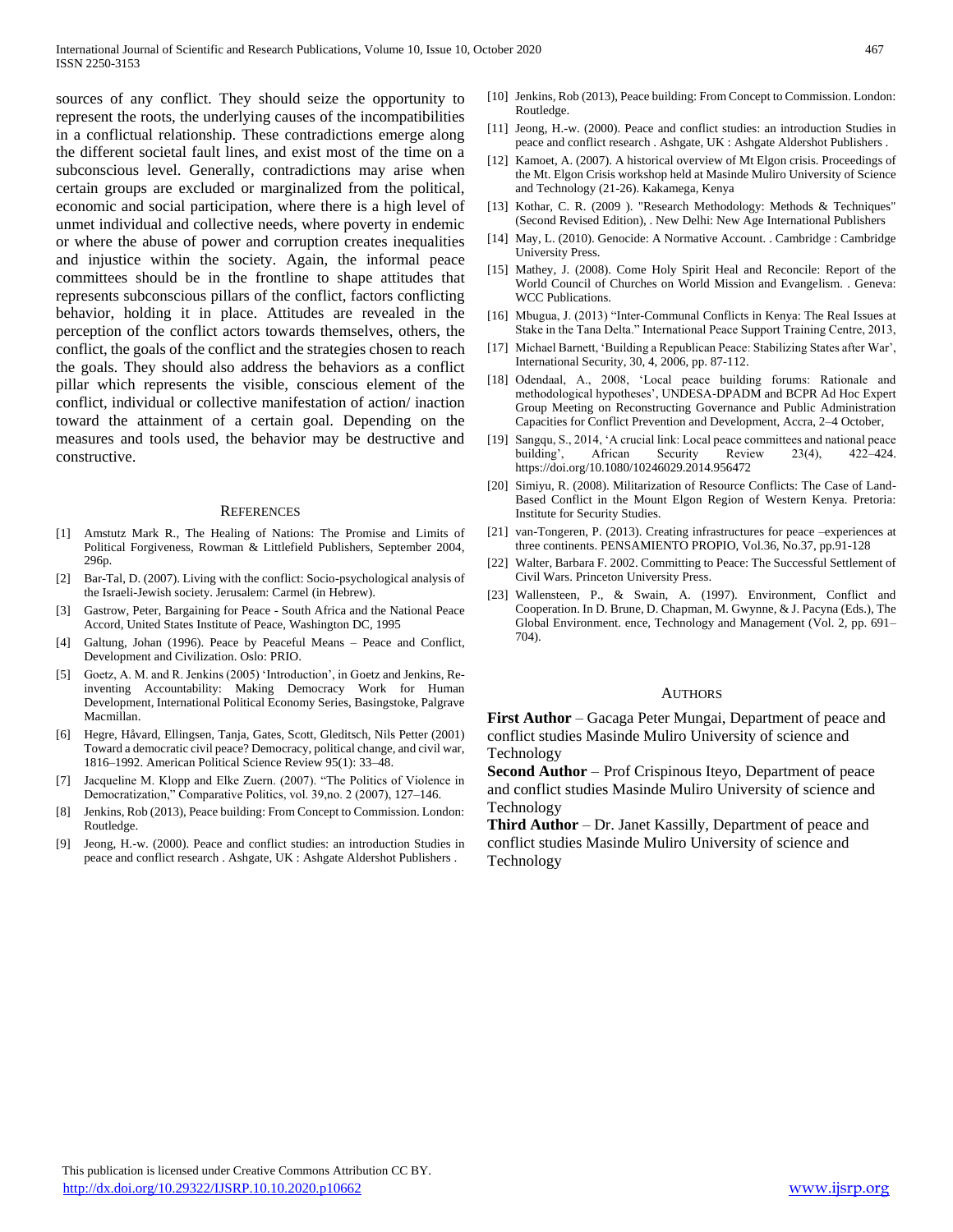sources of any conflict. They should seize the opportunity to represent the roots, the underlying causes of the incompatibilities in a conflictual relationship. These contradictions emerge along the different societal fault lines, and exist most of the time on a subconscious level. Generally, contradictions may arise when certain groups are excluded or marginalized from the political, economic and social participation, where there is a high level of unmet individual and collective needs, where poverty in endemic or where the abuse of power and corruption creates inequalities and injustice within the society. Again, the informal peace committees should be in the frontline to shape attitudes that represents subconscious pillars of the conflict, factors conflicting behavior, holding it in place. Attitudes are revealed in the perception of the conflict actors towards themselves, others, the conflict, the goals of the conflict and the strategies chosen to reach the goals. They should also address the behaviors as a conflict pillar which represents the visible, conscious element of the conflict, individual or collective manifestation of action/ inaction toward the attainment of a certain goal. Depending on the measures and tools used, the behavior may be destructive and constructive.

## REFERENCES

[1] Amstutz Mark R., The Healing of Nations: The Promise and Limits of Political Forgiveness, Rowman & Littlefield Publishers, September 2004, 296p.

[2] Bar-Tal, D. (2007). Living with the conflict: Socio-psychological analysis of the Israeli-Jewish society. Jerusalem: Carmel (in Hebrew).

[3] Gastrow, Peter, Bargaining for Peace - South Africa and the National Peace Accord, United States Institute of Peace, Washington DC, 1995

[4] Galtung, Johan (1996). Peace by Peaceful Means – Peace and Conflict, Development and Civilization. Oslo: PRIO.

[5] Goetz, A. M. and R. Jenkins (2005) 'Introduction', in Goetz and Jenkins, Re-inventing Accountability: Making Democracy Work for Human Development, International Political Economy Series, Basingstoke, Palgrave Macmillan.

[6] Hegre, Håvard, Ellingsen, Tanja, Gates, Scott, Gleditsch, Nils Petter (2001) Toward a democratic civil peace? Democracy, political change, and civil war, 1816–1992. American Political Science Review 95(1): 33–48.

[7] Jacqueline M. Klopp and Elke Zuern. (2007). "The Politics of Violence in Democratization," Comparative Politics, vol. 39,no. 2 (2007), 127–146.

[8] Jenkins, Rob (2013), Peace building: From Concept to Commission. London: Routledge.

[9] Jeong, H.-w. (2000). Peace and conflict studies: an introduction Studies in peace and conflict research . Ashgate, UK : Ashgate Aldershot Publishers .

[10] Jenkins, Rob (2013), Peace building: From Concept to Commission. London: Routledge.

[11] Jeong, H.-w. (2000). Peace and conflict studies: an introduction Studies in peace and conflict research . Ashgate, UK : Ashgate Aldershot Publishers .

[12] Kamoet, A. (2007). A historical overview of Mt Elgon crisis. Proceedings of the Mt. Elgon Crisis workshop held at Masinde Muliro University of Science and Technology (21-26). Kakamega, Kenya

[13] Kothar, C. R. (2009 ). "Research Methodology: Methods & Techniques" (Second Revised Edition), . New Delhi: New Age International Publishers

[14] May, L. (2010). Genocide: A Normative Account. . Cambridge : Cambridge University Press.

[15] Mathey, J. (2008). Come Holy Spirit Heal and Reconcile: Report of the World Council of Churches on World Mission and Evangelism. . Geneva: WCC Publications.

[16] Mbugua, J. (2013) "Inter-Communal Conflicts in Kenya: The Real Issues at Stake in the Tana Delta." International Peace Support Training Centre, 2013,

[17] Michael Barnett, 'Building a Republican Peace: Stabilizing States after War', International Security, 30, 4, 2006, pp. 87-112.

[18] Odendaal, A., 2008, 'Local peace building forums: Rationale and methodological hypotheses', UNDESA-DPADM and BCPR Ad Hoc Expert Group Meeting on Reconstructing Governance and Public Administration Capacities for Conflict Prevention and Development, Accra, 2–4 October,

[19] Sangqu, S., 2014, 'A crucial link: Local peace committees and national peace building', African Security Review 23(4), 422–424. https://doi.org/10.1080/10246029.2014.956472

[20] Simiyu, R. (2008). Militarization of Resource Conflicts: The Case of Land-Based Conflict in the Mount Elgon Region of Western Kenya. Pretoria: Institute for Security Studies.

[21] van-Tongeren, P. (2013). Creating infrastructures for peace –experiences at three continents. PENSAMIENTO PROPIO, Vol.36, No.37, pp.91-128

[22] Walter, Barbara F. 2002. Committing to Peace: The Successful Settlement of Civil Wars. Princeton University Press.

[23] Wallensteen, P., & Swain, A. (1997). Environment, Conflict and Cooperation. In D. Brune, D. Chapman, M. Gwynne, & J. Pacyna (Eds.), The Global Environment. ence, Technology and Management (Vol. 2, pp. 691–704).

## AUTHORS

**First Author** – Gacaga Peter Mungai, Department of peace and conflict studies Masinde Muliro University of science and Technology

**Second Author** – Prof Crispinous Iteyo, Department of peace and conflict studies Masinde Muliro University of science and Technology

**Third Author** – Dr. Janet Kassilly, Department of peace and conflict studies Masinde Muliro University of science and Technology